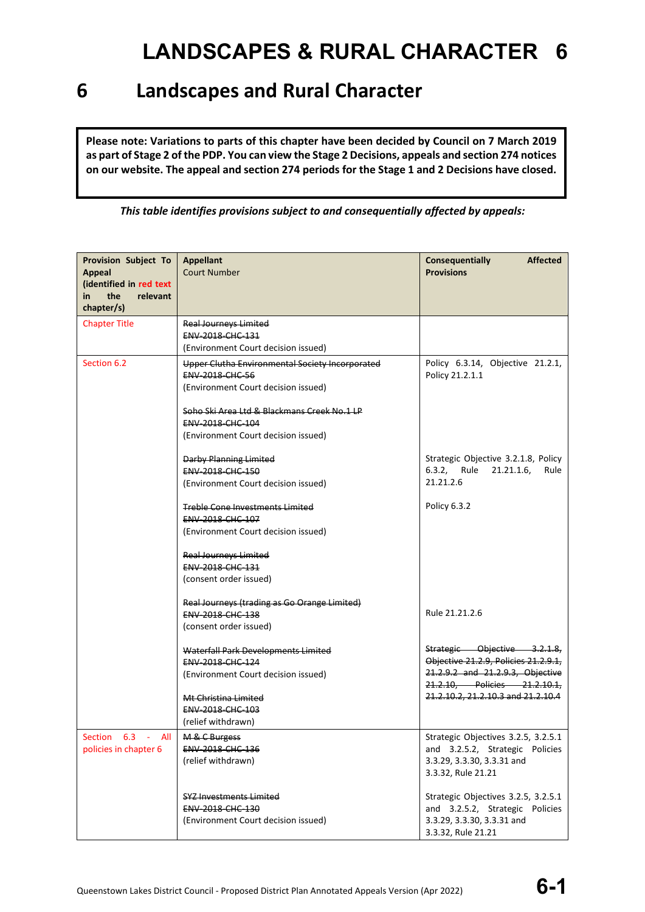# LANDSCAPES & RURAL CHARACTER 6

## 6 Landscapes and Rural Character

**Please note: Variations to parts of this chapter have been decided by Council on 7 March 2019 as part of Stage 2 of the PDP. You can view the Stage 2 Decisions, appeals and section 274 notices on our website. The appeal and section 274 periods for the Stage 1 and 2 Decisions have closed.**

***This table identifies provisions subject to and consequentially affected by appeals:***

| **Provision Subject To Appeal (identified in red text in the relevant chapter/s)** | **Appellant** Court Number | **Consequentially Affected Provisions** |
|---|---|---|
| Chapter Title | ~~Real Journeys Limited~~<br>~~ENV-2018-CHC-131~~<br>(Environment Court decision issued) | |
| Section 6.2 | ~~Upper Clutha Environmental Society Incorporated~~<br>~~ENV-2018-CHC-56~~<br>(Environment Court decision issued) | Policy 6.3.14, Objective 21.2.1, Policy 21.2.1.1 |
| | ~~Soho Ski Area Ltd & Blackmans Creek No.1 LP~~<br>~~ENV-2018-CHC-104~~<br>(Environment Court decision issued) | |
| | ~~Darby Planning Limited~~<br>~~ENV-2018-CHC-150~~<br>(Environment Court decision issued) | Strategic Objective 3.2.1.8, Policy 6.3.2, Rule 21.21.1.6, Rule 21.21.2.6 |
| | ~~Treble Cone Investments Limited~~<br>~~ENV-2018-CHC-107~~<br>(Environment Court decision issued) | Policy 6.3.2 |
| | ~~Real Journeys Limited~~<br>~~ENV-2018-CHC-131~~<br>(consent order issued) | |
| | ~~Real Journeys (trading as Go Orange Limited)~~<br>~~ENV-2018-CHC-138~~<br>(consent order issued) | Rule 21.21.2.6 |
| | ~~Waterfall Park Developments Limited~~<br>~~ENV-2018-CHC-124~~<br>(Environment Court decision issued) | ~~Strategic Objective 3.2.1.8, Objective 21.2.9, Policies 21.2.9.1, 21.2.9.2 and 21.2.9.3, Objective 21.2.10, Policies 21.2.10.1, 21.2.10.2, 21.2.10.3 and 21.2.10.4~~ |
| | ~~Mt Christina Limited~~<br>~~ENV-2018-CHC-103~~<br>(relief withdrawn) | |
| Section 6.3 - All policies in chapter 6 | ~~M & C Burgess~~<br>~~ENV-2018-CHC-136~~<br>(relief withdrawn) | Strategic Objectives 3.2.5, 3.2.5.1 and 3.2.5.2, Strategic Policies 3.3.29, 3.3.30, 3.3.31 and 3.3.32, Rule 21.21 |
| | ~~SYZ Investments Limited~~<br>~~ENV-2018-CHC-130~~<br>(Environment Court decision issued) | Strategic Objectives 3.2.5, 3.2.5.1 and 3.2.5.2, Strategic Policies 3.3.29, 3.3.30, 3.3.31 and 3.3.32, Rule 21.21 |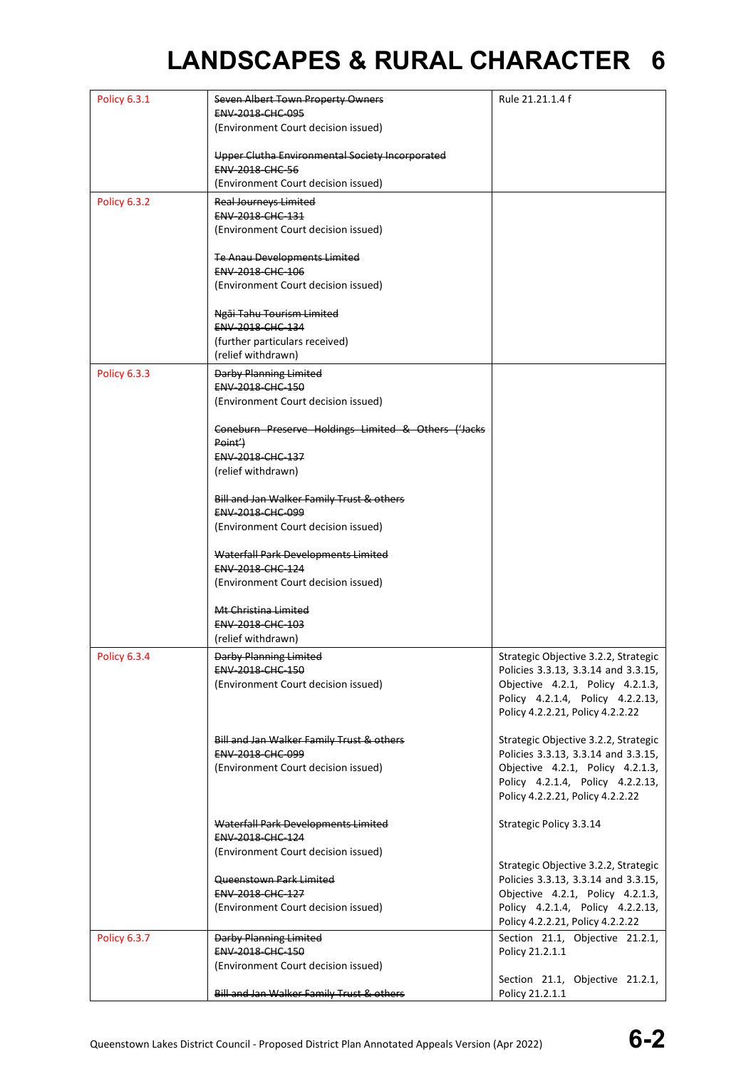# LANDSCAPES & RURAL CHARACTER 6

| | | |
|---|---|---|
| Policy 6.3.1 | ~~Seven Albert Town Property Owners~~<br>~~ENV-2018-CHC-095~~<br>(Environment Court decision issued)<br><br>~~Upper Clutha Environmental Society Incorporated~~<br>~~ENV-2018-CHC-56~~<br>(Environment Court decision issued) | Rule 21.21.1.4 f |
| Policy 6.3.2 | ~~Real Journeys Limited~~<br>~~ENV-2018-CHC-131~~<br>(Environment Court decision issued)<br><br>~~Te Anau Developments Limited~~<br>~~ENV-2018-CHC-106~~<br>(Environment Court decision issued)<br><br>~~Ngāi Tahu Tourism Limited~~<br>~~ENV-2018-CHC-134~~<br>(further particulars received)<br>(relief withdrawn) | |
| Policy 6.3.3 | ~~Darby Planning Limited~~<br>~~ENV-2018-CHC-150~~<br>(Environment Court decision issued)<br><br>~~Coneburn Preserve Holdings Limited & Others ('Jacks Point')~~<br>~~ENV-2018-CHC-137~~<br>(relief withdrawn)<br><br>~~Bill and Jan Walker Family Trust & others~~<br>~~ENV-2018-CHC-099~~<br>(Environment Court decision issued)<br><br>~~Waterfall Park Developments Limited~~<br>~~ENV-2018-CHC-124~~<br>(Environment Court decision issued)<br><br>~~Mt Christina Limited~~<br>~~ENV-2018-CHC-103~~<br>(relief withdrawn) | |
| Policy 6.3.4 | ~~Darby Planning Limited~~<br>~~ENV-2018-CHC-150~~<br>(Environment Court decision issued)<br><br>~~Bill and Jan Walker Family Trust & others~~<br>~~ENV-2018-CHC-099~~<br>(Environment Court decision issued)<br><br>~~Waterfall Park Developments Limited~~<br>~~ENV-2018-CHC-124~~<br>(Environment Court decision issued)<br><br>~~Queenstown Park Limited~~<br>~~ENV-2018-CHC-127~~<br>(Environment Court decision issued) | Strategic Objective 3.2.2, Strategic Policies 3.3.13, 3.3.14 and 3.3.15, Objective 4.2.1, Policy 4.2.1.3, Policy 4.2.1.4, Policy 4.2.2.13, Policy 4.2.2.21, Policy 4.2.2.22<br><br>Strategic Objective 3.2.2, Strategic Policies 3.3.13, 3.3.14 and 3.3.15, Objective 4.2.1, Policy 4.2.1.3, Policy 4.2.1.4, Policy 4.2.2.13, Policy 4.2.2.21, Policy 4.2.2.22<br><br>Strategic Policy 3.3.14<br><br>Strategic Objective 3.2.2, Strategic Policies 3.3.13, 3.3.14 and 3.3.15, Objective 4.2.1, Policy 4.2.1.3, Policy 4.2.1.4, Policy 4.2.2.13, Policy 4.2.2.21, Policy 4.2.2.22 |
| Policy 6.3.7 | ~~Darby Planning Limited~~<br>~~ENV-2018-CHC-150~~<br>(Environment Court decision issued)<br><br>~~Bill and Jan Walker Family Trust & others~~ | Section 21.1, Objective 21.2.1, Policy 21.2.1.1<br><br>Section 21.1, Objective 21.2.1, Policy 21.2.1.1 |

Queenstown Lakes District Council - Proposed District Plan Annotated Appeals Version (Apr 2022)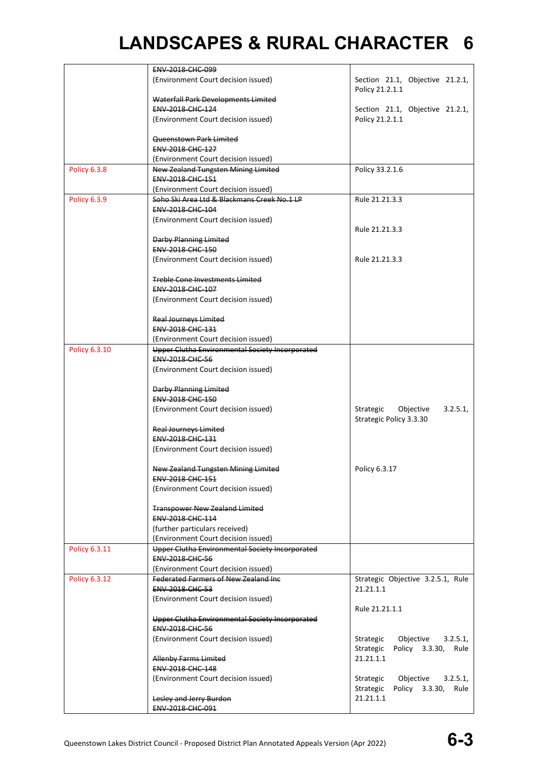| | | |
|---|---|---|
| | ~~ENV-2018-CHC-099~~<br>(Environment Court decision issued)<br><br>~~Waterfall Park Developments Limited~~<br>~~ENV-2018-CHC-124~~<br>(Environment Court decision issued)<br><br>~~Queenstown Park Limited~~<br>~~ENV-2018-CHC-127~~<br>(Environment Court decision issued) | Section 21.1, Objective 21.2.1, Policy 21.2.1.1<br><br>Section 21.1, Objective 21.2.1, Policy 21.2.1.1 |
| Policy 6.3.8 | ~~New Zealand Tungsten Mining Limited~~<br>~~ENV-2018-CHC-151~~<br>(Environment Court decision issued) | Policy 33.2.1.6 |
| Policy 6.3.9 | ~~Soho Ski Area Ltd & Blackmans Creek No.1 LP~~<br>~~ENV-2018-CHC-104~~<br>(Environment Court decision issued)<br><br>~~Darby Planning Limited~~<br>~~ENV-2018-CHC-150~~<br>(Environment Court decision issued)<br><br>~~Treble Cone Investments Limited~~<br>~~ENV-2018-CHC-107~~<br>(Environment Court decision issued)<br><br>~~Real Journeys Limited~~<br>~~ENV-2018-CHC-131~~<br>(Environment Court decision issued) | Rule 21.21.3.3<br><br>Rule 21.21.3.3<br><br>Rule 21.21.3.3 |
| Policy 6.3.10 | ~~Upper Clutha Environmental Society Incorporated~~<br>~~ENV-2018-CHC-56~~<br>(Environment Court decision issued)<br><br>~~Darby Planning Limited~~<br>~~ENV-2018-CHC-150~~<br>(Environment Court decision issued)<br><br>~~Real Journeys Limited~~<br>~~ENV-2018-CHC-131~~<br>(Environment Court decision issued)<br><br>~~New Zealand Tungsten Mining Limited~~<br>~~ENV-2018-CHC-151~~<br>(Environment Court decision issued)<br><br>~~Transpower New Zealand Limited~~<br>~~ENV-2018-CHC-114~~<br>(further particulars received)<br>(Environment Court decision issued) | Strategic Objective 3.2.5.1, Strategic Policy 3.3.30<br><br>Policy 6.3.17 |
| Policy 6.3.11 | ~~Upper Clutha Environmental Society Incorporated~~<br>~~ENV-2018-CHC-56~~<br>(Environment Court decision issued) | |
| Policy 6.3.12 | ~~Federated Farmers of New Zealand Inc~~<br>~~ENV-2018-CHC-53~~<br>(Environment Court decision issued)<br><br>~~Upper Clutha Environmental Society Incorporated~~<br>~~ENV-2018-CHC-56~~<br>(Environment Court decision issued)<br><br>~~Allenby Farms Limited~~<br>~~ENV-2018-CHC-148~~<br>(Environment Court decision issued)<br><br>~~Lesley and Jerry Burdon~~<br>~~ENV-2018-CHC-091~~ | Strategic Objective 3.2.5.1, Rule 21.21.1.1<br><br>Rule 21.21.1.1<br><br>Strategic Objective 3.2.5.1, Strategic Policy 3.3.30, Rule 21.21.1.1<br><br>Strategic Objective 3.2.5.1, Strategic Policy 3.3.30, Rule 21.21.1.1 |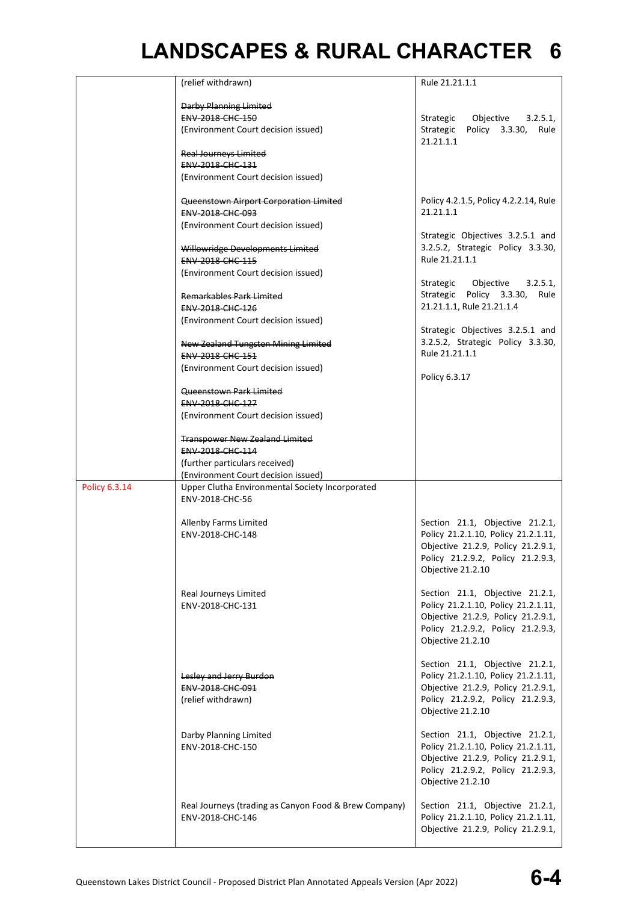# LANDSCAPES & RURAL CHARACTER 6

| | | |
|---|---|---|
| | (relief withdrawn) | Rule 21.21.1.1 |
| | ~~Darby Planning Limited~~<br>~~ENV-2018-CHC-150~~<br>(Environment Court decision issued) | Strategic Objective 3.2.5.1, Strategic Policy 3.3.30, Rule 21.21.1.1 |
| | ~~Real Journeys Limited~~<br>~~ENV-2018-CHC-131~~<br>(Environment Court decision issued) | |
| | ~~Queenstown Airport Corporation Limited~~<br>~~ENV-2018-CHC-093~~<br>(Environment Court decision issued) | Policy 4.2.1.5, Policy 4.2.2.14, Rule 21.21.1.1 |
| | ~~Willowridge Developments Limited~~<br>~~ENV-2018-CHC-115~~<br>(Environment Court decision issued) | Strategic Objectives 3.2.5.1 and 3.2.5.2, Strategic Policy 3.3.30, Rule 21.21.1.1 |
| | ~~Remarkables Park Limited~~<br>~~ENV-2018-CHC-126~~<br>(Environment Court decision issued) | Strategic Objective 3.2.5.1, Strategic Policy 3.3.30, Rule 21.21.1.1, Rule 21.21.1.4 |
| | ~~New Zealand Tungsten Mining Limited~~<br>~~ENV-2018-CHC-151~~<br>(Environment Court decision issued) | Strategic Objectives 3.2.5.1 and 3.2.5.2, Strategic Policy 3.3.30, Rule 21.21.1.1 |
| | ~~Queenstown Park Limited~~<br>~~ENV-2018-CHC-127~~<br>(Environment Court decision issued) | Policy 6.3.17 |
| | ~~Transpower New Zealand Limited~~<br>~~ENV-2018-CHC-114~~<br>(further particulars received)<br>(Environment Court decision issued) | |
| Policy 6.3.14 | Upper Clutha Environmental Society Incorporated<br>ENV-2018-CHC-56 | |
| | Allenby Farms Limited<br>ENV-2018-CHC-148 | Section 21.1, Objective 21.2.1, Policy 21.2.1.10, Policy 21.2.1.11, Objective 21.2.9, Policy 21.2.9.1, Policy 21.2.9.2, Policy 21.2.9.3, Objective 21.2.10 |
| | Real Journeys Limited<br>ENV-2018-CHC-131 | Section 21.1, Objective 21.2.1, Policy 21.2.1.10, Policy 21.2.1.11, Objective 21.2.9, Policy 21.2.9.1, Policy 21.2.9.2, Policy 21.2.9.3, Objective 21.2.10 |
| | ~~Lesley and Jerry Burdon~~<br>~~ENV-2018-CHC-091~~<br>(relief withdrawn) | Section 21.1, Objective 21.2.1, Policy 21.2.1.10, Policy 21.2.1.11, Objective 21.2.9, Policy 21.2.9.1, Policy 21.2.9.2, Policy 21.2.9.3, Objective 21.2.10 |
| | Darby Planning Limited<br>ENV-2018-CHC-150 | Section 21.1, Objective 21.2.1, Policy 21.2.1.10, Policy 21.2.1.11, Objective 21.2.9, Policy 21.2.9.1, Policy 21.2.9.2, Policy 21.2.9.3, Objective 21.2.10 |
| | Real Journeys (trading as Canyon Food & Brew Company)<br>ENV-2018-CHC-146 | Section 21.1, Objective 21.2.1, Policy 21.2.1.10, Policy 21.2.1.11, Objective 21.2.9, Policy 21.2.9.1, |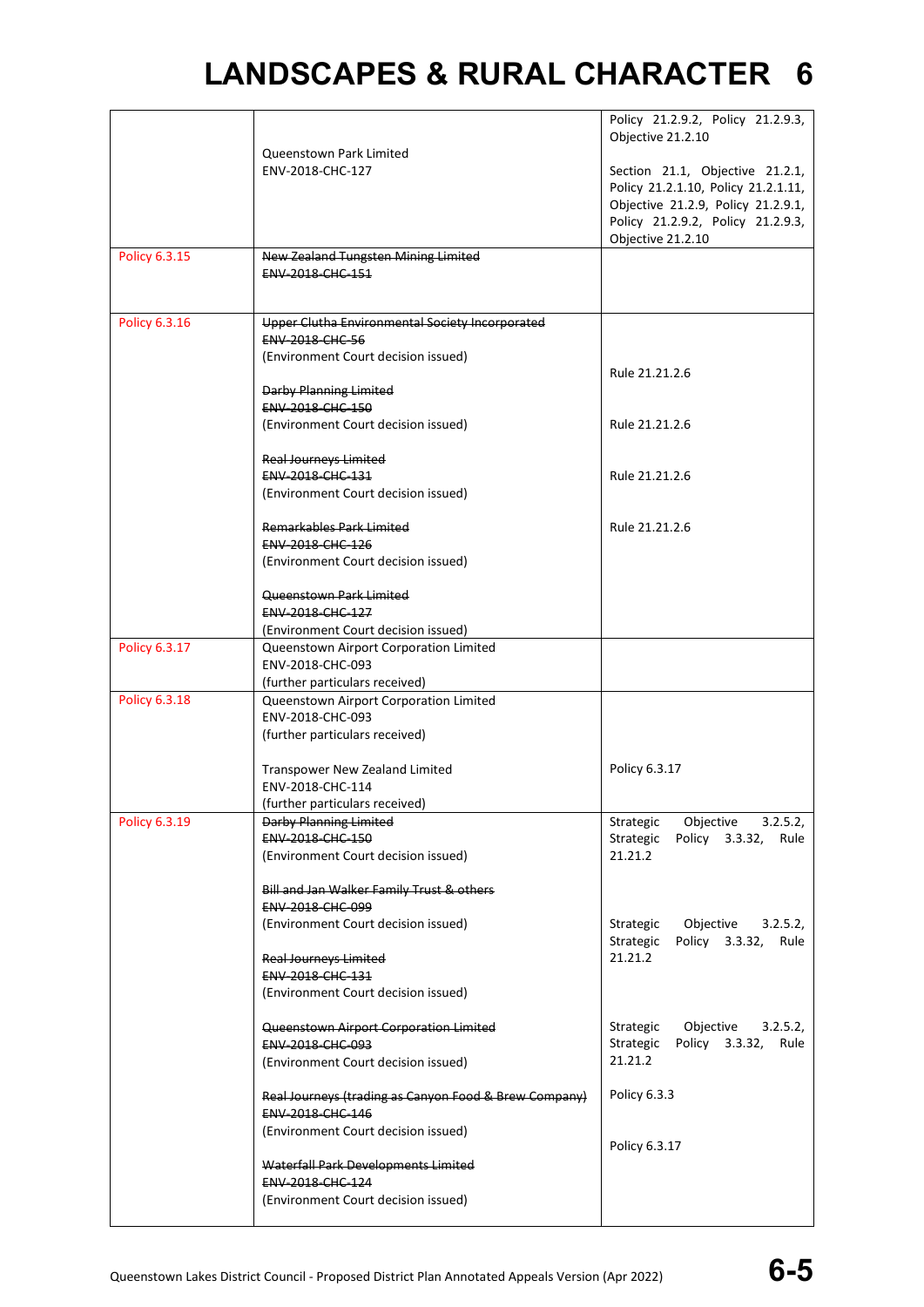# LANDSCAPES & RURAL CHARACTER 6

| | | |
|---|---|---|
| | Queenstown Park Limited<br>ENV-2018-CHC-127 | Policy 21.2.9.2, Policy 21.2.9.3, Objective 21.2.10<br><br>Section 21.1, Objective 21.2.1, Policy 21.2.1.10, Policy 21.2.1.11, Objective 21.2.9, Policy 21.2.9.1, Policy 21.2.9.2, Policy 21.2.9.3, Objective 21.2.10 |
| Policy 6.3.15 | ~~New Zealand Tungsten Mining Limited~~<br>~~ENV-2018-CHC-151~~ | |
| Policy 6.3.16 | ~~Upper Clutha Environmental Society Incorporated~~<br>~~ENV-2018-CHC-56~~<br>(Environment Court decision issued)<br><br>~~Darby Planning Limited~~<br>~~ENV-2018-CHC-150~~<br>(Environment Court decision issued)<br><br>~~Real Journeys Limited~~<br>~~ENV-2018-CHC-131~~<br>(Environment Court decision issued)<br><br>~~Remarkables Park Limited~~<br>~~ENV-2018-CHC-126~~<br>(Environment Court decision issued)<br><br>~~Queenstown Park Limited~~<br>~~ENV-2018-CHC-127~~<br>(Environment Court decision issued) | Rule 21.21.2.6<br><br>Rule 21.21.2.6<br><br>Rule 21.21.2.6<br><br>Rule 21.21.2.6 |
| Policy 6.3.17 | Queenstown Airport Corporation Limited<br>ENV-2018-CHC-093<br>(further particulars received) | |
| Policy 6.3.18 | Queenstown Airport Corporation Limited<br>ENV-2018-CHC-093<br>(further particulars received)<br><br>Transpower New Zealand Limited<br>ENV-2018-CHC-114<br>(further particulars received) | <br><br><br><br>Policy 6.3.17 |
| Policy 6.3.19 | ~~Darby Planning Limited~~<br>~~ENV-2018-CHC-150~~<br>(Environment Court decision issued)<br><br>~~Bill and Jan Walker Family Trust & others~~<br>~~ENV-2018-CHC-099~~<br>(Environment Court decision issued)<br><br>~~Real Journeys Limited~~<br>~~ENV-2018-CHC-131~~<br>(Environment Court decision issued)<br><br>~~Queenstown Airport Corporation Limited~~<br>~~ENV-2018-CHC-093~~<br>(Environment Court decision issued)<br><br>~~Real Journeys (trading as Canyon Food & Brew Company)~~<br>~~ENV-2018-CHC-146~~<br>(Environment Court decision issued)<br><br>~~Waterfall Park Developments Limited~~<br>~~ENV-2018-CHC-124~~<br>(Environment Court decision issued) | Strategic Objective 3.2.5.2, Strategic Policy 3.3.32, Rule 21.21.2<br><br>Strategic Objective 3.2.5.2, Strategic Policy 3.3.32, Rule 21.21.2<br><br>Strategic Objective 3.2.5.2, Strategic Policy 3.3.32, Rule 21.21.2<br><br>Policy 6.3.3<br><br>Policy 6.3.17 |

Queenstown Lakes District Council - Proposed District Plan Annotated Appeals Version (Apr 2022)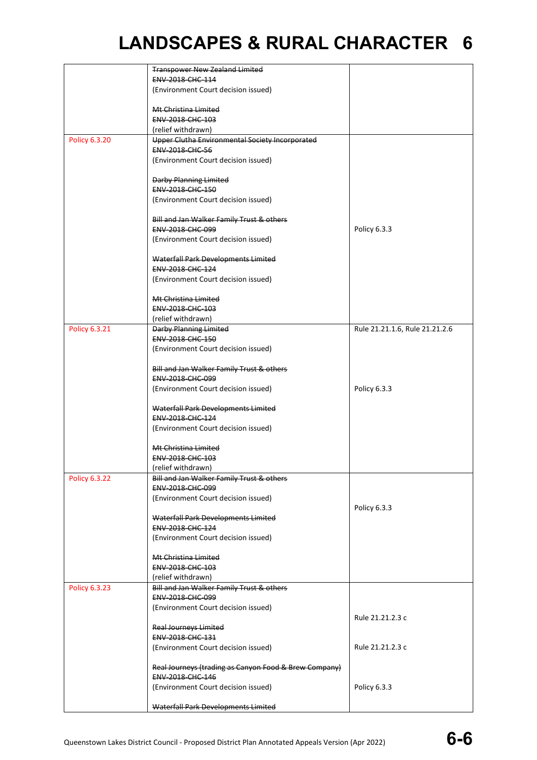# LANDSCAPES & RURAL CHARACTER 6

| | | |
|---|---|---|
| | ~~Transpower New Zealand Limited~~<br>~~ENV-2018-CHC-114~~<br>(Environment Court decision issued)<br><br>~~Mt Christina Limited~~<br>~~ENV-2018-CHC-103~~<br>(relief withdrawn) | |
| Policy 6.3.20 | ~~Upper Clutha Environmental Society Incorporated~~<br>~~ENV-2018-CHC-56~~<br>(Environment Court decision issued)<br><br>~~Darby Planning Limited~~<br>~~ENV-2018-CHC-150~~<br>(Environment Court decision issued)<br><br>~~Bill and Jan Walker Family Trust & others~~<br>~~ENV-2018-CHC-099~~<br>(Environment Court decision issued)<br><br>~~Waterfall Park Developments Limited~~<br>~~ENV-2018-CHC-124~~<br>(Environment Court decision issued)<br><br>~~Mt Christina Limited~~<br>~~ENV-2018-CHC-103~~<br>(relief withdrawn) | Policy 6.3.3 |
| Policy 6.3.21 | ~~Darby Planning Limited~~<br>~~ENV-2018-CHC-150~~<br>(Environment Court decision issued)<br><br>~~Bill and Jan Walker Family Trust & others~~<br>~~ENV-2018-CHC-099~~<br>(Environment Court decision issued)<br><br>~~Waterfall Park Developments Limited~~<br>~~ENV-2018-CHC-124~~<br>(Environment Court decision issued)<br><br>~~Mt Christina Limited~~<br>~~ENV-2018-CHC-103~~<br>(relief withdrawn) | Rule 21.21.1.6, Rule 21.21.2.6<br><br>Policy 6.3.3 |
| Policy 6.3.22 | ~~Bill and Jan Walker Family Trust & others~~<br>~~ENV-2018-CHC-099~~<br>(Environment Court decision issued)<br><br>~~Waterfall Park Developments Limited~~<br>~~ENV-2018-CHC-124~~<br>(Environment Court decision issued)<br><br>~~Mt Christina Limited~~<br>~~ENV-2018-CHC-103~~<br>(relief withdrawn) | Policy 6.3.3 |
| Policy 6.3.23 | ~~Bill and Jan Walker Family Trust & others~~<br>~~ENV-2018-CHC-099~~<br>(Environment Court decision issued)<br><br>~~Real Journeys Limited~~<br>~~ENV-2018-CHC-131~~<br>(Environment Court decision issued)<br><br>~~Real Journeys (trading as Canyon Food & Brew Company)~~<br>~~ENV-2018-CHC-146~~<br>(Environment Court decision issued)<br><br>~~Waterfall Park Developments Limited~~ | Rule 21.21.2.3 c<br><br>Rule 21.21.2.3 c<br><br>Policy 6.3.3 |

Queenstown Lakes District Council - Proposed District Plan Annotated Appeals Version (Apr 2022)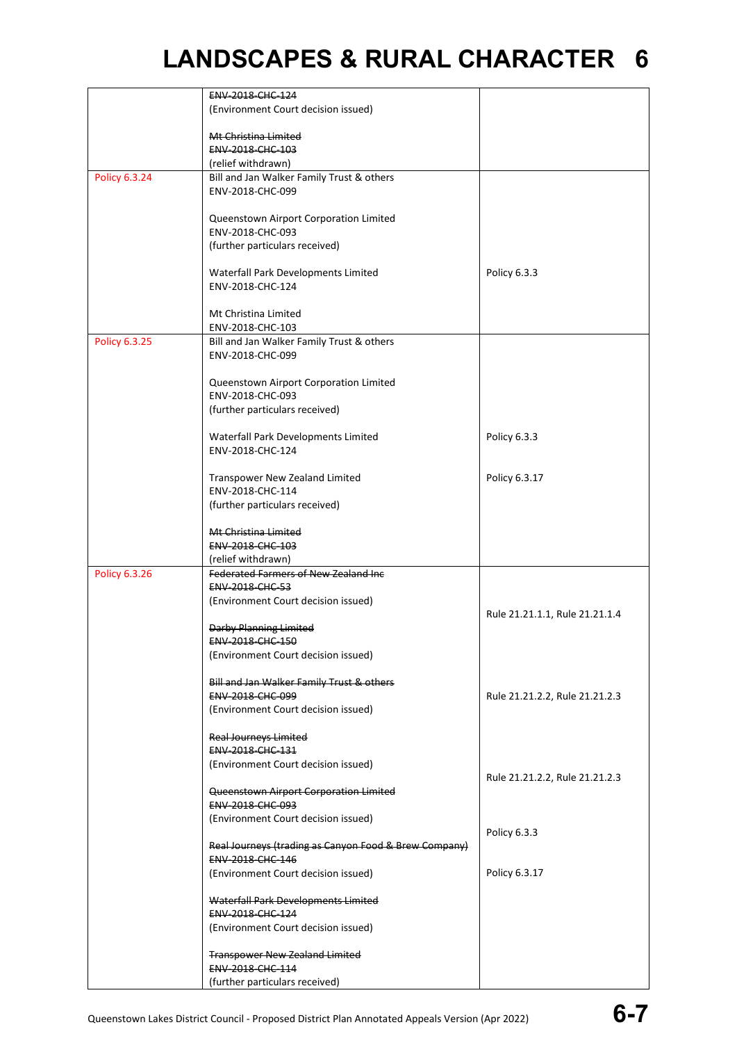# LANDSCAPES & RURAL CHARACTER 6

| | | |
|---|---|---|
| | ~~ENV-2018-CHC-124~~<br>(Environment Court decision issued)<br><br>~~Mt Christina Limited~~<br>~~ENV-2018-CHC-103~~<br>(relief withdrawn) | |
| Policy 6.3.24 | Bill and Jan Walker Family Trust & others<br>ENV-2018-CHC-099<br><br>Queenstown Airport Corporation Limited<br>ENV-2018-CHC-093<br>(further particulars received)<br><br>Waterfall Park Developments Limited<br>ENV-2018-CHC-124<br><br>Mt Christina Limited<br>ENV-2018-CHC-103 | <br><br><br><br><br><br><br>Policy 6.3.3 |
| Policy 6.3.25 | Bill and Jan Walker Family Trust & others<br>ENV-2018-CHC-099<br><br>Queenstown Airport Corporation Limited<br>ENV-2018-CHC-093<br>(further particulars received)<br><br>Waterfall Park Developments Limited<br>ENV-2018-CHC-124<br><br>Transpower New Zealand Limited<br>ENV-2018-CHC-114<br>(further particulars received)<br><br>~~Mt Christina Limited~~<br>~~ENV-2018-CHC-103~~<br>(relief withdrawn) | <br><br><br><br><br><br><br>Policy 6.3.3<br><br><br>Policy 6.3.17 |
| Policy 6.3.26 | ~~Federated Farmers of New Zealand Inc~~<br>~~ENV-2018-CHC-53~~<br>(Environment Court decision issued)<br><br>~~Darby Planning Limited~~<br>~~ENV-2018-CHC-150~~<br>(Environment Court decision issued)<br><br>~~Bill and Jan Walker Family Trust & others~~<br>~~ENV-2018-CHC-099~~<br>(Environment Court decision issued)<br><br>~~Real Journeys Limited~~<br>~~ENV-2018-CHC-131~~<br>(Environment Court decision issued)<br><br>~~Queenstown Airport Corporation Limited~~<br>~~ENV-2018-CHC-093~~<br>(Environment Court decision issued)<br><br>~~Real Journeys (trading as Canyon Food & Brew Company)~~<br>~~ENV-2018-CHC-146~~<br>(Environment Court decision issued)<br><br>~~Waterfall Park Developments Limited~~<br>~~ENV-2018-CHC-124~~<br>(Environment Court decision issued)<br><br>~~Transpower New Zealand Limited~~<br>~~ENV-2018-CHC-114~~<br>(further particulars received) | <br><br><br>Rule 21.21.1.1, Rule 21.21.1.4<br><br><br><br><br>Rule 21.21.2.2, Rule 21.21.2.3<br><br><br><br><br>Rule 21.21.2.2, Rule 21.21.2.3<br><br><br>Policy 6.3.3<br><br>Policy 6.3.17 |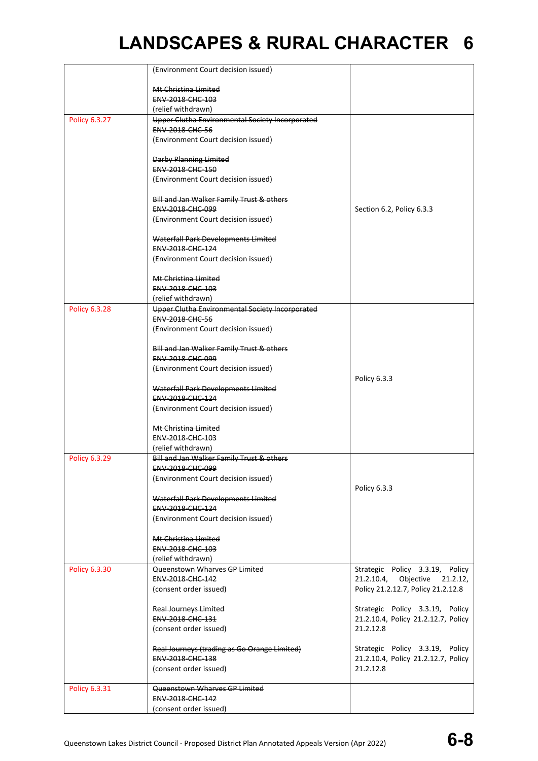# LANDSCAPES & RURAL CHARACTER 6

| | | |
|---|---|---|
| | (Environment Court decision issued)<br><br>~~Mt Christina Limited~~<br>~~ENV-2018-CHC-103~~<br>(relief withdrawn) | |
| Policy 6.3.27 | ~~Upper Clutha Environmental Society Incorporated~~<br>~~ENV-2018-CHC-56~~<br>(Environment Court decision issued)<br><br>~~Darby Planning Limited~~<br>~~ENV-2018-CHC-150~~<br>(Environment Court decision issued)<br><br>~~Bill and Jan Walker Family Trust & others~~<br>~~ENV-2018-CHC-099~~<br>(Environment Court decision issued)<br><br>~~Waterfall Park Developments Limited~~<br>~~ENV-2018-CHC-124~~<br>(Environment Court decision issued)<br><br>~~Mt Christina Limited~~<br>~~ENV-2018-CHC-103~~<br>(relief withdrawn) | Section 6.2, Policy 6.3.3 |
| Policy 6.3.28 | ~~Upper Clutha Environmental Society Incorporated~~<br>~~ENV-2018-CHC-56~~<br>(Environment Court decision issued)<br><br>~~Bill and Jan Walker Family Trust & others~~<br>~~ENV-2018-CHC-099~~<br>(Environment Court decision issued)<br><br>~~Waterfall Park Developments Limited~~<br>~~ENV-2018-CHC-124~~<br>(Environment Court decision issued)<br><br>~~Mt Christina Limited~~<br>~~ENV-2018-CHC-103~~<br>(relief withdrawn) | Policy 6.3.3 |
| Policy 6.3.29 | ~~Bill and Jan Walker Family Trust & others~~<br>~~ENV-2018-CHC-099~~<br>(Environment Court decision issued)<br><br>~~Waterfall Park Developments Limited~~<br>~~ENV-2018-CHC-124~~<br>(Environment Court decision issued)<br><br>~~Mt Christina Limited~~<br>~~ENV-2018-CHC-103~~<br>(relief withdrawn) | Policy 6.3.3 |
| Policy 6.3.30 | ~~Queenstown Wharves GP Limited~~<br>~~ENV-2018-CHC-142~~<br>(consent order issued)<br><br>~~Real Journeys Limited~~<br>~~ENV-2018-CHC-131~~<br>(consent order issued)<br><br>~~Real Journeys (trading as Go Orange Limited)~~<br>~~ENV-2018-CHC-138~~<br>(consent order issued) | Strategic Policy 3.3.19, Policy 21.2.10.4, Objective 21.2.12, Policy 21.2.12.7, Policy 21.2.12.8<br><br>Strategic Policy 3.3.19, Policy 21.2.10.4, Policy 21.2.12.7, Policy 21.2.12.8<br><br>Strategic Policy 3.3.19, Policy 21.2.10.4, Policy 21.2.12.7, Policy 21.2.12.8 |
| Policy 6.3.31 | ~~Queenstown Wharves GP Limited~~<br>~~ENV-2018-CHC-142~~<br>(consent order issued) | |

Queenstown Lakes District Council - Proposed District Plan Annotated Appeals Version (Apr 2022)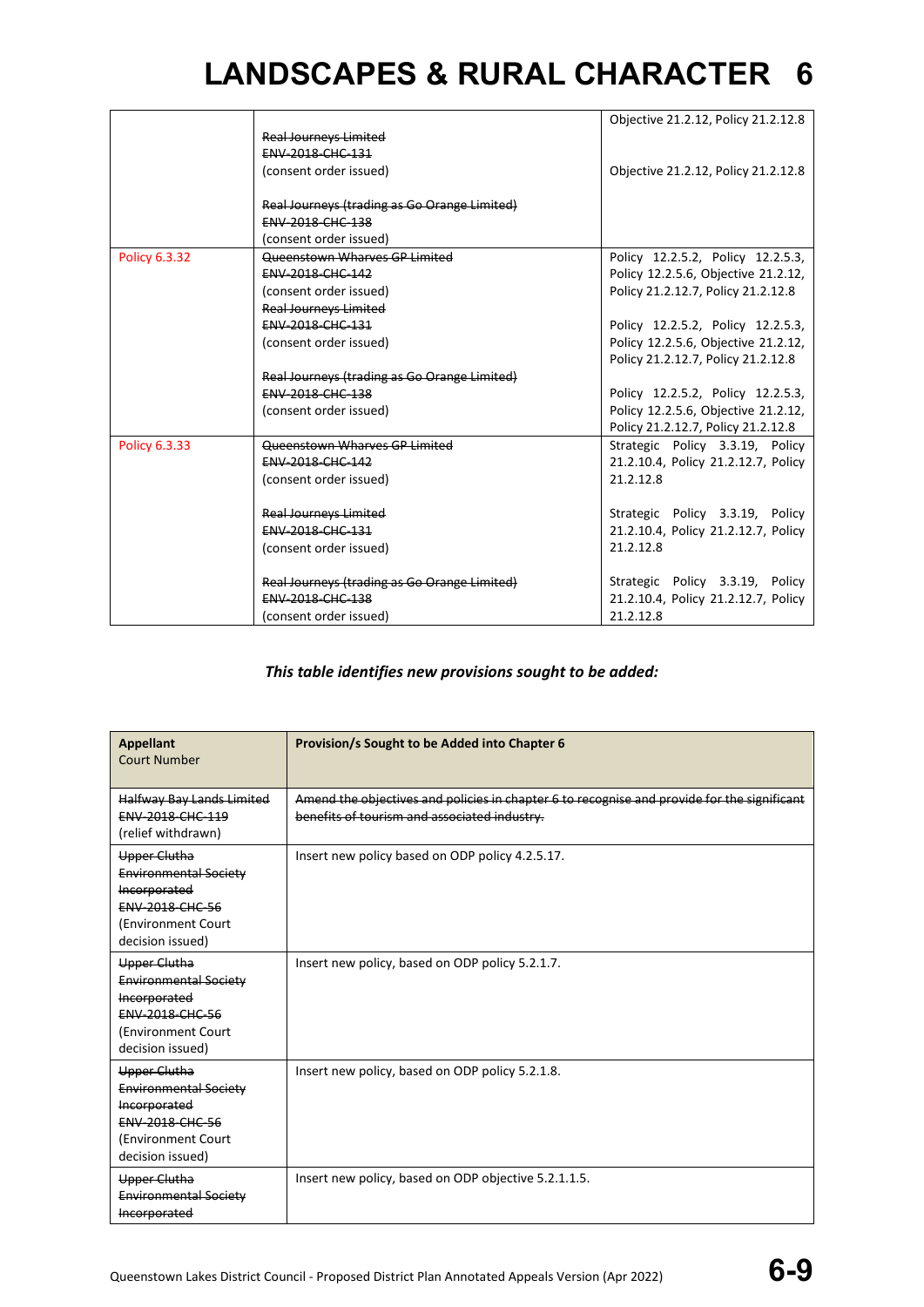# LANDSCAPES & RURAL CHARACTER 6

| | | |
|---|---|---|
| | | Objective 21.2.12, Policy 21.2.12.8 |
| | ~~Real Journeys Limited~~<br>~~ENV-2018-CHC-131~~<br>(consent order issued) | Objective 21.2.12, Policy 21.2.12.8 |
| | ~~Real Journeys (trading as Go Orange Limited)~~<br>~~ENV-2018-CHC-138~~<br>(consent order issued) | |
| Policy 6.3.32 | ~~Queenstown Wharves GP Limited~~<br>~~ENV-2018-CHC-142~~<br>(consent order issued) | Policy 12.2.5.2, Policy 12.2.5.3, Policy 12.2.5.6, Objective 21.2.12, Policy 21.2.12.7, Policy 21.2.12.8 |
| | ~~Real Journeys Limited~~<br>~~ENV-2018-CHC-131~~<br>(consent order issued) | Policy 12.2.5.2, Policy 12.2.5.3, Policy 12.2.5.6, Objective 21.2.12, Policy 21.2.12.7, Policy 21.2.12.8 |
| | ~~Real Journeys (trading as Go Orange Limited)~~<br>~~ENV-2018-CHC-138~~<br>(consent order issued) | Policy 12.2.5.2, Policy 12.2.5.3, Policy 12.2.5.6, Objective 21.2.12, Policy 21.2.12.7, Policy 21.2.12.8 |
| Policy 6.3.33 | ~~Queenstown Wharves GP Limited~~<br>~~ENV-2018-CHC-142~~<br>(consent order issued) | Strategic Policy 3.3.19, Policy 21.2.10.4, Policy 21.2.12.7, Policy 21.2.12.8 |
| | ~~Real Journeys Limited~~<br>~~ENV-2018-CHC-131~~<br>(consent order issued) | Strategic Policy 3.3.19, Policy 21.2.10.4, Policy 21.2.12.7, Policy 21.2.12.8 |
| | ~~Real Journeys (trading as Go Orange Limited)~~<br>~~ENV-2018-CHC-138~~<br>(consent order issued) | Strategic Policy 3.3.19, Policy 21.2.10.4, Policy 21.2.12.7, Policy 21.2.12.8 |

***This table identifies new provisions sought to be added:***

| **Appellant**<br>Court Number | **Provision/s Sought to be Added into Chapter 6** |
|---|---|
| ~~Halfway Bay Lands Limited~~<br>~~ENV-2018-CHC-119~~<br>(relief withdrawn) | ~~Amend the objectives and policies in chapter 6 to recognise and provide for the significant benefits of tourism and associated industry.~~ |
| ~~Upper Clutha Environmental Society Incorporated~~<br>~~ENV-2018-CHC-56~~<br>(Environment Court decision issued) | Insert new policy based on ODP policy 4.2.5.17. |
| ~~Upper Clutha Environmental Society Incorporated~~<br>~~ENV-2018-CHC-56~~<br>(Environment Court decision issued) | Insert new policy, based on ODP policy 5.2.1.7. |
| ~~Upper Clutha Environmental Society Incorporated~~<br>~~ENV-2018-CHC-56~~<br>(Environment Court decision issued) | Insert new policy, based on ODP policy 5.2.1.8. |
| ~~Upper Clutha Environmental Society Incorporated~~ | Insert new policy, based on ODP objective 5.2.1.1.5. |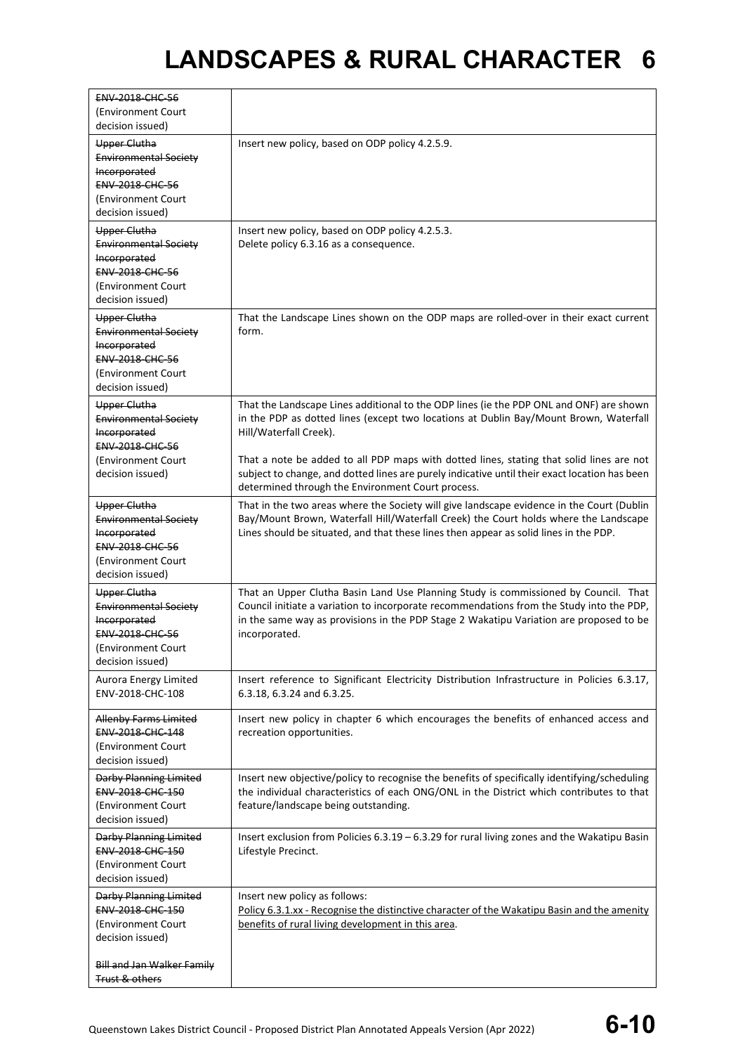| | |
|---|---|
| ~~ENV-2018-CHC-56~~ (Environment Court decision issued) | |
| ~~Upper Clutha Environmental Society Incorporated~~ ~~ENV-2018-CHC-56~~ (Environment Court decision issued) | Insert new policy, based on ODP policy 4.2.5.9. |
| ~~Upper Clutha Environmental Society Incorporated~~ ~~ENV-2018-CHC-56~~ (Environment Court decision issued) | Insert new policy, based on ODP policy 4.2.5.3.<br>Delete policy 6.3.16 as a consequence. |
| ~~Upper Clutha Environmental Society Incorporated~~ ~~ENV-2018-CHC-56~~ (Environment Court decision issued) | That the Landscape Lines shown on the ODP maps are rolled-over in their exact current form. |
| ~~Upper Clutha Environmental Society Incorporated~~ ~~ENV-2018-CHC-56~~ (Environment Court decision issued) | That the Landscape Lines additional to the ODP lines (ie the PDP ONL and ONF) are shown in the PDP as dotted lines (except two locations at Dublin Bay/Mount Brown, Waterfall Hill/Waterfall Creek).<br><br>That a note be added to all PDP maps with dotted lines, stating that solid lines are not subject to change, and dotted lines are purely indicative until their exact location has been determined through the Environment Court process. |
| ~~Upper Clutha Environmental Society Incorporated~~ ~~ENV-2018-CHC-56~~ (Environment Court decision issued) | That in the two areas where the Society will give landscape evidence in the Court (Dublin Bay/Mount Brown, Waterfall Hill/Waterfall Creek) the Court holds where the Landscape Lines should be situated, and that these lines then appear as solid lines in the PDP. |
| ~~Upper Clutha Environmental Society Incorporated~~ ~~ENV-2018-CHC-56~~ (Environment Court decision issued) | That an Upper Clutha Basin Land Use Planning Study is commissioned by Council. That Council initiate a variation to incorporate recommendations from the Study into the PDP, in the same way as provisions in the PDP Stage 2 Wakatipu Variation are proposed to be incorporated. |
| Aurora Energy Limited ENV-2018-CHC-108 | Insert reference to Significant Electricity Distribution Infrastructure in Policies 6.3.17, 6.3.18, 6.3.24 and 6.3.25. |
| ~~Allenby Farms Limited~~ ~~ENV-2018-CHC-148~~ (Environment Court decision issued) | Insert new policy in chapter 6 which encourages the benefits of enhanced access and recreation opportunities. |
| ~~Darby Planning Limited~~ ~~ENV-2018-CHC-150~~ (Environment Court decision issued) | Insert new objective/policy to recognise the benefits of specifically identifying/scheduling the individual characteristics of each ONG/ONL in the District which contributes to that feature/landscape being outstanding. |
| ~~Darby Planning Limited~~ ~~ENV-2018-CHC-150~~ (Environment Court decision issued) | Insert exclusion from Policies 6.3.19 – 6.3.29 for rural living zones and the Wakatipu Basin Lifestyle Precinct. |
| ~~Darby Planning Limited~~ ~~ENV-2018-CHC-150~~ (Environment Court decision issued)<br><br>~~Bill and Jan Walker Family Trust & others~~ | Insert new policy as follows:<br><u>Policy 6.3.1.xx - Recognise the distinctive character of the Wakatipu Basin and the amenity benefits of rural living development in this area</u>. |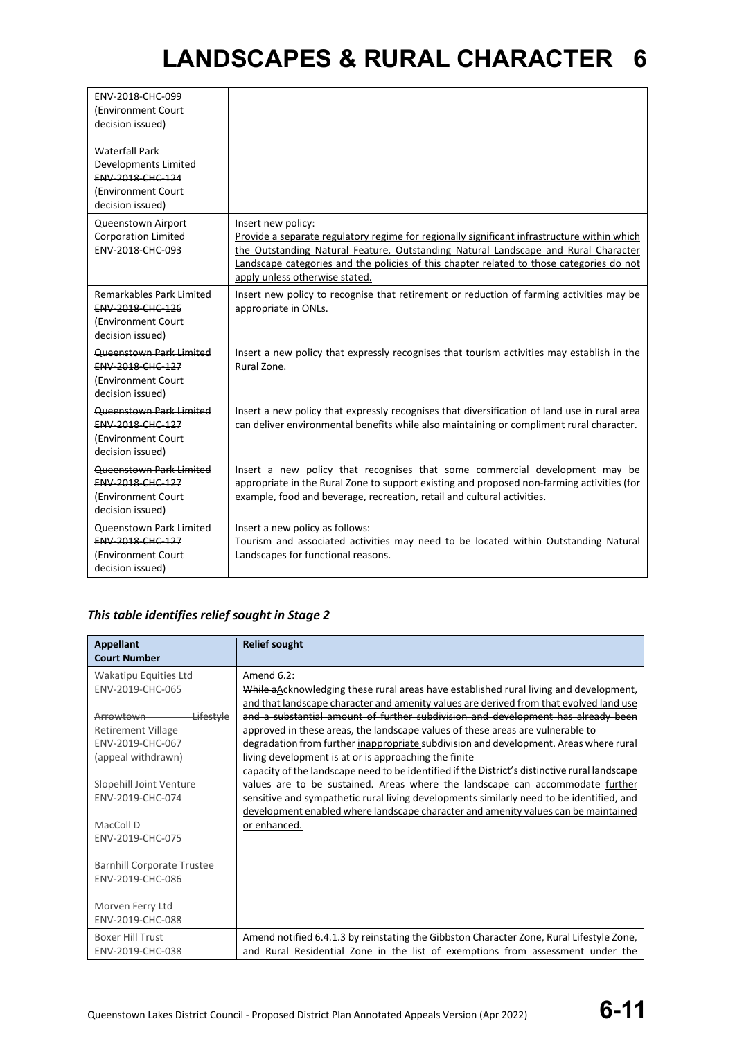| | |
|---|---|
| ~~ENV-2018-CHC-099~~ (Environment Court decision issued)<br><br>~~Waterfall Park Developments Limited~~ ~~ENV-2018-CHC-124~~ (Environment Court decision issued) | |
| Queenstown Airport Corporation Limited ENV-2018-CHC-093 | Insert new policy:<br><u>Provide a separate regulatory regime for regionally significant infrastructure within which the Outstanding Natural Feature, Outstanding Natural Landscape and Rural Character Landscape categories and the policies of this chapter related to those categories do not apply unless otherwise stated.</u> |
| ~~Remarkables Park Limited~~ ~~ENV-2018-CHC-126~~ (Environment Court decision issued) | Insert new policy to recognise that retirement or reduction of farming activities may be appropriate in ONLs. |
| ~~Queenstown Park Limited~~ ~~ENV-2018-CHC-127~~ (Environment Court decision issued) | Insert a new policy that expressly recognises that tourism activities may establish in the Rural Zone. |
| ~~Queenstown Park Limited~~ ~~ENV-2018-CHC-127~~ (Environment Court decision issued) | Insert a new policy that expressly recognises that diversification of land use in rural area can deliver environmental benefits while also maintaining or compliment rural character. |
| ~~Queenstown Park Limited~~ ~~ENV-2018-CHC-127~~ (Environment Court decision issued) | Insert a new policy that recognises that some commercial development may be appropriate in the Rural Zone to support existing and proposed non-farming activities (for example, food and beverage, recreation, retail and cultural activities. |
| ~~Queenstown Park Limited~~ ~~ENV-2018-CHC-127~~ (Environment Court decision issued) | Insert a new policy as follows:<br><u>Tourism and associated activities may need to be located within Outstanding Natural Landscapes for functional reasons.</u> |

### *This table identifies relief sought in Stage 2*

| Appellant Court Number | Relief sought |
|---|---|
| Wakatipu Equities Ltd ENV-2019-CHC-065<br><br>~~Arrowtown Lifestyle Retirement Village~~ ~~ENV-2019-CHC-067~~ (appeal withdrawn)<br><br>Slopehill Joint Venture ENV-2019-CHC-074<br><br>MacColl D ENV-2019-CHC-075<br><br>Barnhill Corporate Trustee ENV-2019-CHC-086<br><br>Morven Ferry Ltd ENV-2019-CHC-088 | Amend 6.2:<br>~~While a~~<u>A</u>cknowledging these rural areas have established rural living and development, <u>and that landscape character and amenity values are derived from that evolved land use</u> ~~and a substantial amount of further subdivision and development has already been approved in these areas,~~ the landscape values of these areas are vulnerable to degradation from ~~further~~ <u>inappropriate</u> subdivision and development. Areas where rural living development is at or is approaching the finite capacity of the landscape need to be identified if the District's distinctive rural landscape values are to be sustained. Areas where the landscape can accommodate <u>further</u> sensitive and sympathetic rural living developments similarly need to be identified, <u>and development enabled where landscape character and amenity values can be maintained or enhanced.</u> |
| Boxer Hill Trust ENV-2019-CHC-038 | Amend notified 6.4.1.3 by reinstating the Gibbston Character Zone, Rural Lifestyle Zone, and Rural Residential Zone in the list of exemptions from assessment under the |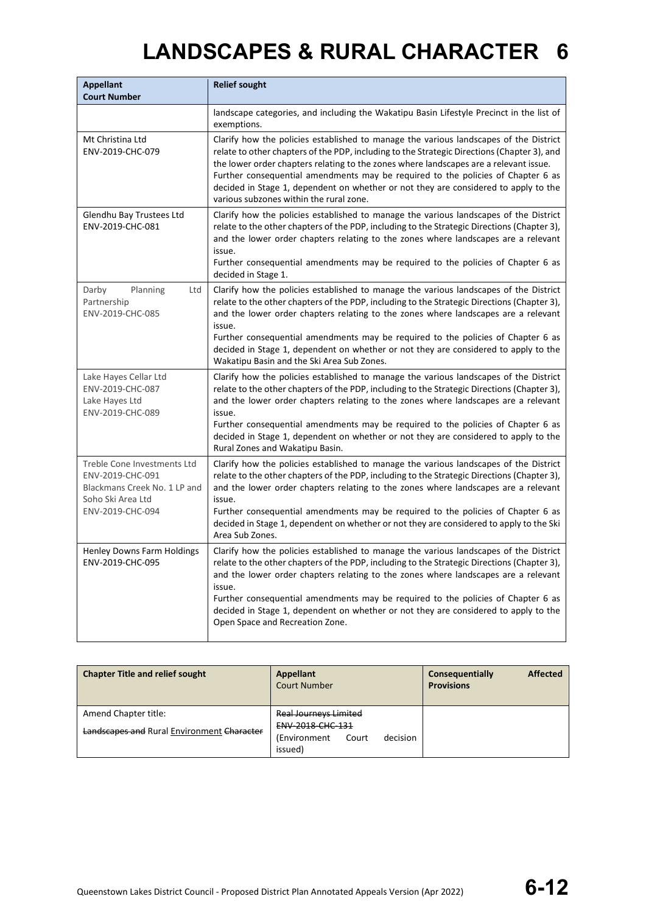| Appellant Court Number | Relief sought |
| --- | --- |
| | landscape categories, and including the Wakatipu Basin Lifestyle Precinct in the list of exemptions. |
| Mt Christina Ltd ENV-2019-CHC-079 | Clarify how the policies established to manage the various landscapes of the District relate to other chapters of the PDP, including to the Strategic Directions (Chapter 3), and the lower order chapters relating to the zones where landscapes are a relevant issue. Further consequential amendments may be required to the policies of Chapter 6 as decided in Stage 1, dependent on whether or not they are considered to apply to the various subzones within the rural zone. |
| Glendhu Bay Trustees Ltd ENV-2019-CHC-081 | Clarify how the policies established to manage the various landscapes of the District relate to the other chapters of the PDP, including to the Strategic Directions (Chapter 3), and the lower order chapters relating to the zones where landscapes are a relevant issue. Further consequential amendments may be required to the policies of Chapter 6 as decided in Stage 1. |
| Darby Planning Ltd Partnership ENV-2019-CHC-085 | Clarify how the policies established to manage the various landscapes of the District relate to the other chapters of the PDP, including to the Strategic Directions (Chapter 3), and the lower order chapters relating to the zones where landscapes are a relevant issue. Further consequential amendments may be required to the policies of Chapter 6 as decided in Stage 1, dependent on whether or not they are considered to apply to the Wakatipu Basin and the Ski Area Sub Zones. |
| Lake Hayes Cellar Ltd ENV-2019-CHC-087 Lake Hayes Ltd ENV-2019-CHC-089 | Clarify how the policies established to manage the various landscapes of the District relate to the other chapters of the PDP, including to the Strategic Directions (Chapter 3), and the lower order chapters relating to the zones where landscapes are a relevant issue. Further consequential amendments may be required to the policies of Chapter 6 as decided in Stage 1, dependent on whether or not they are considered to apply to the Rural Zones and Wakatipu Basin. |
| Treble Cone Investments Ltd ENV-2019-CHC-091 Blackmans Creek No. 1 LP and Soho Ski Area Ltd ENV-2019-CHC-094 | Clarify how the policies established to manage the various landscapes of the District relate to the other chapters of the PDP, including to the Strategic Directions (Chapter 3), and the lower order chapters relating to the zones where landscapes are a relevant issue. Further consequential amendments may be required to the policies of Chapter 6 as decided in Stage 1, dependent on whether or not they are considered to apply to the Ski Area Sub Zones. |
| Henley Downs Farm Holdings ENV-2019-CHC-095 | Clarify how the policies established to manage the various landscapes of the District relate to the other chapters of the PDP, including to the Strategic Directions (Chapter 3), and the lower order chapters relating to the zones where landscapes are a relevant issue. Further consequential amendments may be required to the policies of Chapter 6 as decided in Stage 1, dependent on whether or not they are considered to apply to the Open Space and Recreation Zone. |

| Chapter Title and relief sought | Appellant Court Number | Consequentially Affected Provisions |
| --- | --- | --- |
| Amend Chapter title: ~~Landscapes and~~ Rural Environment ~~Character~~ | ~~Real Journeys Limited ENV-2018-CHC-131~~ (Environment Court decision issued) | |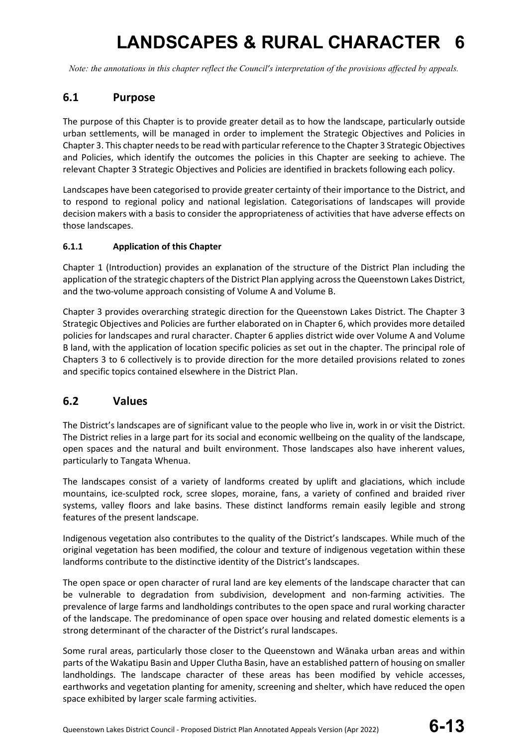# LANDSCAPES & RURAL CHARACTER 6

*Note: the annotations in this chapter reflect the Council's interpretation of the provisions affected by appeals.*

## 6.1 Purpose

The purpose of this Chapter is to provide greater detail as to how the landscape, particularly outside urban settlements, will be managed in order to implement the Strategic Objectives and Policies in Chapter 3. This chapter needs to be read with particular reference to the Chapter 3 Strategic Objectives and Policies, which identify the outcomes the policies in this Chapter are seeking to achieve. The relevant Chapter 3 Strategic Objectives and Policies are identified in brackets following each policy.

Landscapes have been categorised to provide greater certainty of their importance to the District, and to respond to regional policy and national legislation. Categorisations of landscapes will provide decision makers with a basis to consider the appropriateness of activities that have adverse effects on those landscapes.

### 6.1.1 Application of this Chapter

Chapter 1 (Introduction) provides an explanation of the structure of the District Plan including the application of the strategic chapters of the District Plan applying across the Queenstown Lakes District, and the two-volume approach consisting of Volume A and Volume B.

Chapter 3 provides overarching strategic direction for the Queenstown Lakes District. The Chapter 3 Strategic Objectives and Policies are further elaborated on in Chapter 6, which provides more detailed policies for landscapes and rural character. Chapter 6 applies district wide over Volume A and Volume B land, with the application of location specific policies as set out in the chapter. The principal role of Chapters 3 to 6 collectively is to provide direction for the more detailed provisions related to zones and specific topics contained elsewhere in the District Plan.

## 6.2 Values

The District's landscapes are of significant value to the people who live in, work in or visit the District. The District relies in a large part for its social and economic wellbeing on the quality of the landscape, open spaces and the natural and built environment. Those landscapes also have inherent values, particularly to Tangata Whenua.

The landscapes consist of a variety of landforms created by uplift and glaciations, which include mountains, ice-sculpted rock, scree slopes, moraine, fans, a variety of confined and braided river systems, valley floors and lake basins. These distinct landforms remain easily legible and strong features of the present landscape.

Indigenous vegetation also contributes to the quality of the District's landscapes. While much of the original vegetation has been modified, the colour and texture of indigenous vegetation within these landforms contribute to the distinctive identity of the District's landscapes.

The open space or open character of rural land are key elements of the landscape character that can be vulnerable to degradation from subdivision, development and non-farming activities. The prevalence of large farms and landholdings contributes to the open space and rural working character of the landscape. The predominance of open space over housing and related domestic elements is a strong determinant of the character of the District's rural landscapes.

Some rural areas, particularly those closer to the Queenstown and Wānaka urban areas and within parts of the Wakatipu Basin and Upper Clutha Basin, have an established pattern of housing on smaller landholdings. The landscape character of these areas has been modified by vehicle accesses, earthworks and vegetation planting for amenity, screening and shelter, which have reduced the open space exhibited by larger scale farming activities.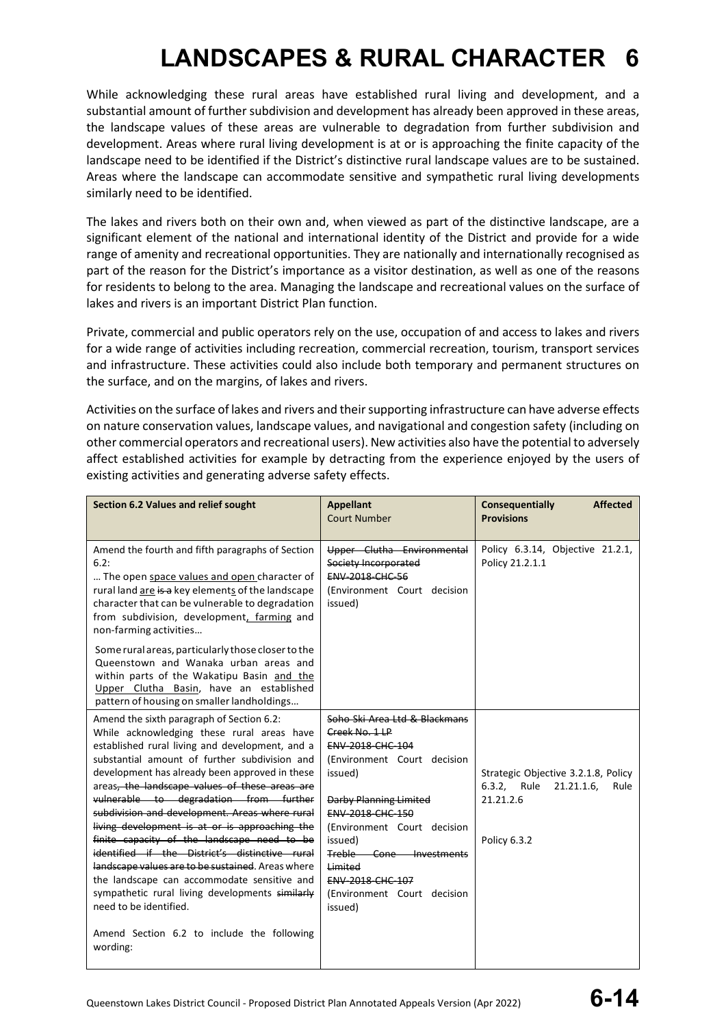# LANDSCAPES & RURAL CHARACTER 6

While acknowledging these rural areas have established rural living and development, and a substantial amount of further subdivision and development has already been approved in these areas, the landscape values of these areas are vulnerable to degradation from further subdivision and development. Areas where rural living development is at or is approaching the finite capacity of the landscape need to be identified if the District's distinctive rural landscape values are to be sustained. Areas where the landscape can accommodate sensitive and sympathetic rural living developments similarly need to be identified.

The lakes and rivers both on their own and, when viewed as part of the distinctive landscape, are a significant element of the national and international identity of the District and provide for a wide range of amenity and recreational opportunities. They are nationally and internationally recognised as part of the reason for the District's importance as a visitor destination, as well as one of the reasons for residents to belong to the area. Managing the landscape and recreational values on the surface of lakes and rivers is an important District Plan function.

Private, commercial and public operators rely on the use, occupation of and access to lakes and rivers for a wide range of activities including recreation, commercial recreation, tourism, transport services and infrastructure. These activities could also include both temporary and permanent structures on the surface, and on the margins, of lakes and rivers.

Activities on the surface of lakes and rivers and their supporting infrastructure can have adverse effects on nature conservation values, landscape values, and navigational and congestion safety (including on other commercial operators and recreational users). New activities also have the potential to adversely affect established activities for example by detracting from the experience enjoyed by the users of existing activities and generating adverse safety effects.

| **Section 6.2 Values and relief sought** | **Appellant** Court Number | **Consequentially Affected Provisions** |
|---|---|---|
| Amend the fourth and fifth paragraphs of Section 6.2:<br>… The open <u>space values and open</u> character of rural land <u>are</u> ~~is a~~ key element<u>s</u> of the landscape character that can be vulnerable to degradation from subdivision, development<u>, farming</u> and non-farming activities…<br><br>Some rural areas, particularly those closer to the Queenstown and Wanaka urban areas and within parts of the Wakatipu Basin <u>and the Upper Clutha Basin</u>, have an established pattern of housing on smaller landholdings… | ~~Upper Clutha Environmental Society Incorporated~~<br>~~ENV-2018-CHC-56~~<br>(Environment Court decision issued) | Policy 6.3.14, Objective 21.2.1, Policy 21.2.1.1 |
| Amend the sixth paragraph of Section 6.2:<br>While acknowledging these rural areas have established rural living and development, and a substantial amount of further subdivision and development has already been approved in these areas~~, the landscape values of these areas are vulnerable to degradation from further subdivision and development. Areas where rural living development is at or is approaching the finite capacity of the landscape need to be identified if the District's distinctive rural landscape values are to be sustained~~. Areas where the landscape can accommodate sensitive and sympathetic rural living developments ~~similarly~~ need to be identified.<br><br>Amend Section 6.2 to include the following wording: | ~~Soho Ski Area Ltd & Blackmans Creek No. 1 LP~~<br>~~ENV-2018-CHC-104~~<br>(Environment Court decision issued)<br><br>~~Darby Planning Limited~~<br>~~ENV-2018-CHC-150~~<br>(Environment Court decision issued)<br>~~Treble Cone Investments Limited~~<br>~~ENV-2018-CHC-107~~<br>(Environment Court decision issued) | Strategic Objective 3.2.1.8, Policy 6.3.2, Rule 21.21.1.6, Rule 21.21.2.6<br><br>Policy 6.3.2 |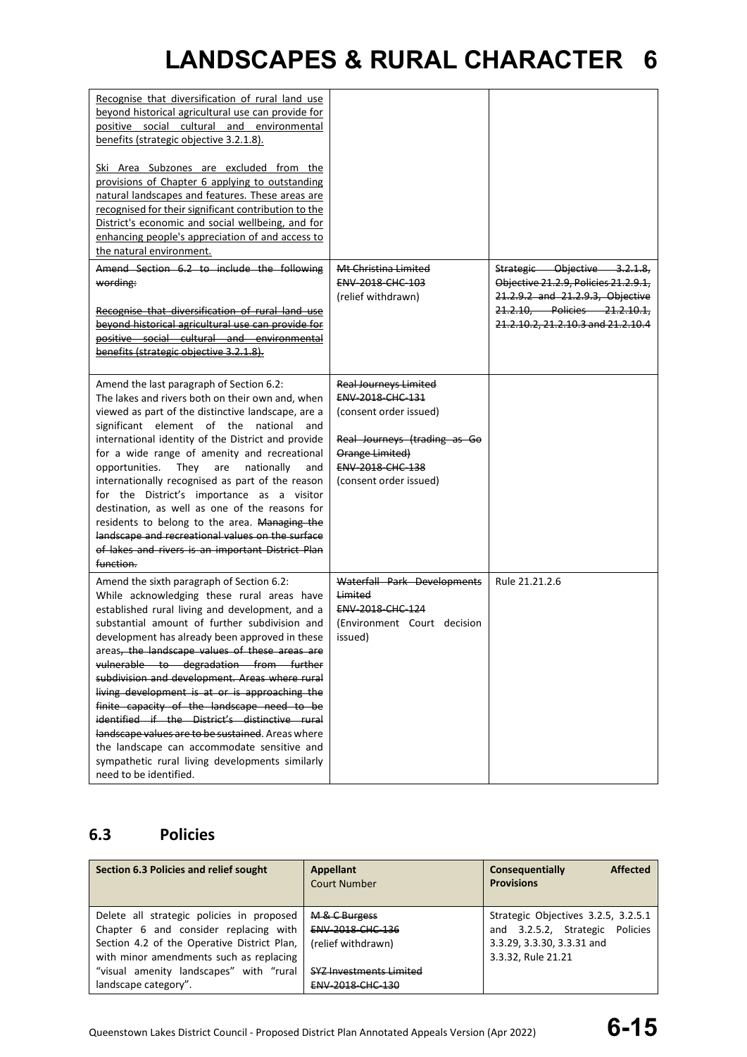# LANDSCAPES & RURAL CHARACTER 6

| | | |
|---|---|---|
| Recognise that diversification of rural land use beyond historical agricultural use can provide for positive social cultural and environmental benefits (strategic objective 3.2.1.8).<br><br>Ski Area Subzones are excluded from the provisions of Chapter 6 applying to outstanding natural landscapes and features. These areas are recognised for their significant contribution to the District's economic and social wellbeing, and for enhancing people's appreciation of and access to the natural environment. | | |
| ~~Amend Section 6.2 to include the following wording:~~<br><br>~~Recognise that diversification of rural land use beyond historical agricultural use can provide for positive social cultural and environmental benefits (strategic objective 3.2.1.8).~~ | ~~Mt Christina Limited~~<br>~~ENV-2018-CHC-103~~<br>(relief withdrawn) | ~~Strategic Objective 3.2.1.8, Objective 21.2.9, Policies 21.2.9.1, 21.2.9.2 and 21.2.9.3, Objective 21.2.10, Policies 21.2.10.1, 21.2.10.2, 21.2.10.3 and 21.2.10.4~~ |
| Amend the last paragraph of Section 6.2:<br>The lakes and rivers both on their own and, when viewed as part of the distinctive landscape, are a significant element of the national and international identity of the District and provide for a wide range of amenity and recreational opportunities. They are nationally and internationally recognised as part of the reason for the District's importance as a visitor destination, as well as one of the reasons for residents to belong to the area. ~~Managing the landscape and recreational values on the surface of lakes and rivers is an important District Plan function.~~ | ~~Real Journeys Limited~~<br>~~ENV-2018-CHC-131~~<br>(consent order issued)<br><br>~~Real Journeys (trading as Go Orange Limited)~~<br>~~ENV-2018-CHC-138~~<br>(consent order issued) | |
| Amend the sixth paragraph of Section 6.2:<br>While acknowledging these rural areas have established rural living and development, and a substantial amount of further subdivision and development has already been approved in these areas~~, the landscape values of these areas are vulnerable to degradation from further subdivision and development. Areas where rural living development is at or is approaching the finite capacity of the landscape need to be identified if the District's distinctive rural landscape values are to be sustained~~. Areas where the landscape can accommodate sensitive and sympathetic rural living developments similarly need to be identified. | ~~Waterfall Park Developments Limited~~<br>~~ENV-2018-CHC-124~~<br>(Environment Court decision issued) | Rule 21.21.2.6 |

## 6.3 Policies

| Section 6.3 Policies and relief sought | Appellant<br>Court Number | Consequentially Affected Provisions |
|---|---|---|
| Delete all strategic policies in proposed Chapter 6 and consider replacing with Section 4.2 of the Operative District Plan, with minor amendments such as replacing "visual amenity landscapes" with "rural landscape category". | ~~M & C Burgess~~<br>~~ENV-2018-CHC-136~~<br>(relief withdrawn)<br><br>~~SYZ Investments Limited~~<br>~~ENV-2018-CHC-130~~ | Strategic Objectives 3.2.5, 3.2.5.1 and 3.2.5.2, Strategic Policies 3.3.29, 3.3.30, 3.3.31 and 3.3.32, Rule 21.21 |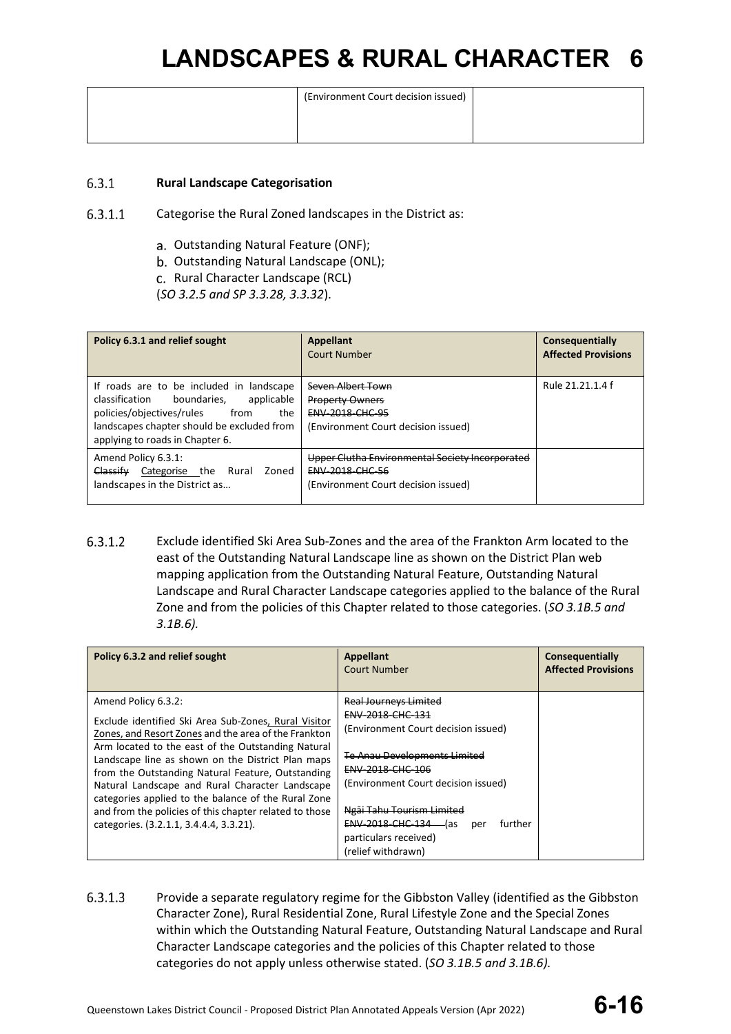| | (Environment Court decision issued) | |
|---|---|---|

6.3.1 **Rural Landscape Categorisation**

6.3.1.1 Categorise the Rural Zoned landscapes in the District as:

a. Outstanding Natural Feature (ONF);
b. Outstanding Natural Landscape (ONL);
c. Rural Character Landscape (RCL)
(*SO 3.2.5 and SP 3.3.28, 3.3.32*).

| Policy 6.3.1 and relief sought | Appellant<br>Court Number | Consequentially Affected Provisions |
|---|---|---|
| If roads are to be included in landscape classification boundaries, applicable policies/objectives/rules from the landscapes chapter should be excluded from applying to roads in Chapter 6. | ~~Seven Albert Town Property Owners~~<br>~~ENV-2018-CHC-95~~<br>(Environment Court decision issued) | Rule 21.21.1.4 f |
| Amend Policy 6.3.1:<br>~~Classify~~ <u>Categorise</u> the Rural Zoned landscapes in the District as… | ~~Upper Clutha Environmental Society Incorporated~~<br>~~ENV-2018-CHC-56~~<br>(Environment Court decision issued) | |

6.3.1.2 Exclude identified Ski Area Sub-Zones and the area of the Frankton Arm located to the east of the Outstanding Natural Landscape line as shown on the District Plan web mapping application from the Outstanding Natural Feature, Outstanding Natural Landscape and Rural Character Landscape categories applied to the balance of the Rural Zone and from the policies of this Chapter related to those categories. (*SO 3.1B.5 and 3.1B.6).*

| Policy 6.3.2 and relief sought | Appellant<br>Court Number | Consequentially Affected Provisions |
|---|---|---|
| Amend Policy 6.3.2:<br>Exclude identified Ski Area Sub-Zones<u>, Rural Visitor Zones, and Resort Zones</u> and the area of the Frankton Arm located to the east of the Outstanding Natural Landscape line as shown on the District Plan maps from the Outstanding Natural Feature, Outstanding Natural Landscape and Rural Character Landscape categories applied to the balance of the Rural Zone and from the policies of this chapter related to those categories. (3.2.1.1, 3.4.4.4, 3.3.21). | ~~Real Journeys Limited~~<br>~~ENV-2018-CHC-131~~<br>(Environment Court decision issued)<br><br>~~Te Anau Developments Limited~~<br>~~ENV-2018-CHC-106~~<br>(Environment Court decision issued)<br><br>~~Ngāi Tahu Tourism Limited~~<br>~~ENV-2018-CHC-134~~ (as per further particulars received)<br>(relief withdrawn) | |

6.3.1.3 Provide a separate regulatory regime for the Gibbston Valley (identified as the Gibbston Character Zone), Rural Residential Zone, Rural Lifestyle Zone and the Special Zones within which the Outstanding Natural Feature, Outstanding Natural Landscape and Rural Character Landscape categories and the policies of this Chapter related to those categories do not apply unless otherwise stated. (*SO 3.1B.5 and 3.1B.6).*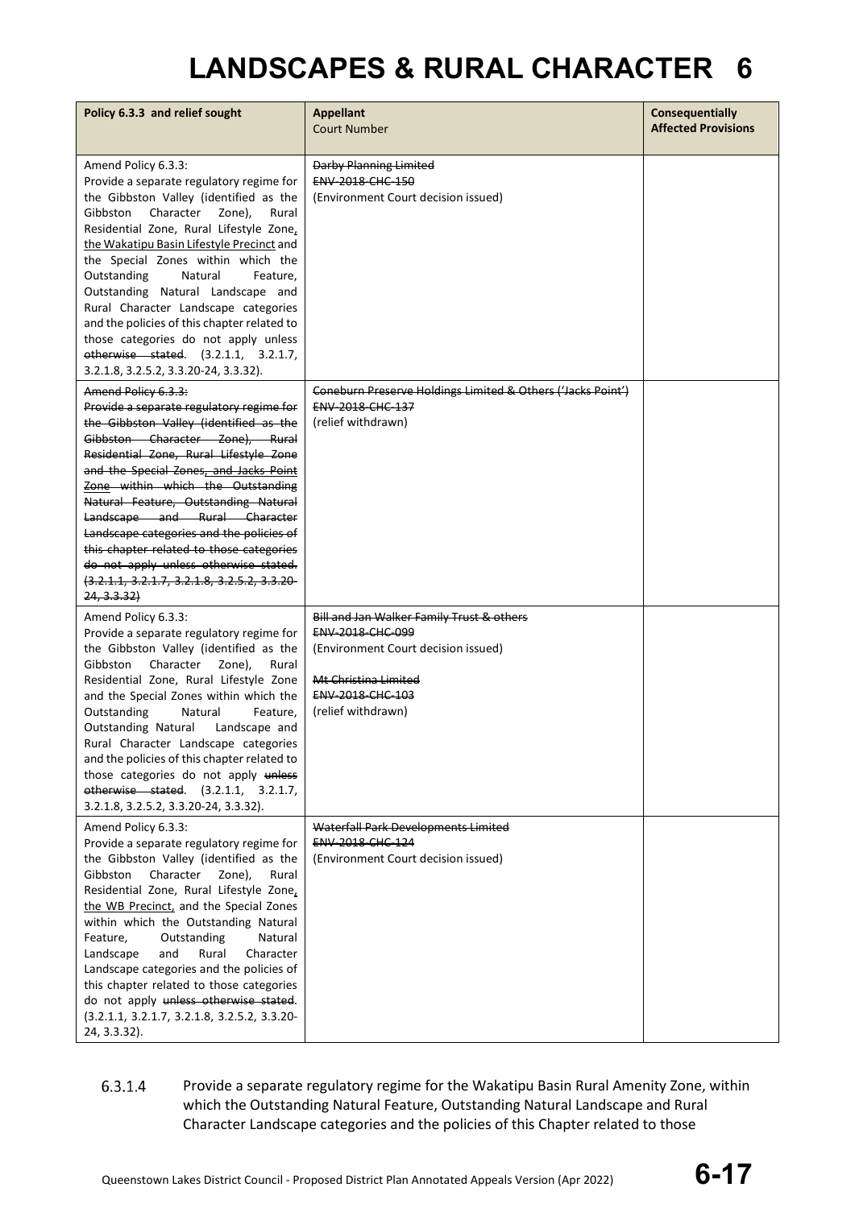# LANDSCAPES & RURAL CHARACTER 6

| Policy 6.3.3 and relief sought | Appellant<br>Court Number | Consequentially Affected Provisions |
|---|---|---|
| Amend Policy 6.3.3:<br>Provide a separate regulatory regime for the Gibbston Valley (identified as the Gibbston Character Zone), Rural Residential Zone, Rural Lifestyle Zone, the Wakatipu Basin Lifestyle Precinct and the Special Zones within which the Outstanding Natural Feature, Outstanding Natural Landscape and Rural Character Landscape categories and the policies of this chapter related to those categories do not apply unless ~~otherwise stated~~. (3.2.1.1, 3.2.1.7, 3.2.1.8, 3.2.5.2, 3.3.20-24, 3.3.32). | ~~Darby Planning Limited~~<br>~~ENV-2018-CHC-150~~<br>(Environment Court decision issued) | |
| ~~Amend Policy 6.3.3:~~<br>~~Provide a separate regulatory regime for the Gibbston Valley (identified as the Gibbston Character Zone), Rural Residential Zone, Rural Lifestyle Zone and the Special Zones, and Jacks Point Zone within which the Outstanding Natural Feature, Outstanding Natural Landscape and Rural Character Landscape categories and the policies of this chapter related to those categories do not apply unless otherwise stated. (3.2.1.1, 3.2.1.7, 3.2.1.8, 3.2.5.2, 3.3.20-24, 3.3.32)~~ | ~~Coneburn Preserve Holdings Limited & Others ('Jacks Point')~~<br>~~ENV-2018-CHC-137~~<br>(relief withdrawn) | |
| Amend Policy 6.3.3:<br>Provide a separate regulatory regime for the Gibbston Valley (identified as the Gibbston Character Zone), Rural Residential Zone, Rural Lifestyle Zone and the Special Zones within which the Outstanding Natural Feature, Outstanding Natural Landscape and Rural Character Landscape categories and the policies of this chapter related to those categories do not apply ~~unless otherwise stated~~. (3.2.1.1, 3.2.1.7, 3.2.1.8, 3.2.5.2, 3.3.20-24, 3.3.32). | ~~Bill and Jan Walker Family Trust & others~~<br>~~ENV-2018-CHC-099~~<br>(Environment Court decision issued)<br><br>~~Mt Christina Limited~~<br>~~ENV-2018-CHC-103~~<br>(relief withdrawn) | |
| Amend Policy 6.3.3:<br>Provide a separate regulatory regime for the Gibbston Valley (identified as the Gibbston Character Zone), Rural Residential Zone, Rural Lifestyle Zone, the WB Precinct, and the Special Zones within which the Outstanding Natural Feature, Outstanding Natural Landscape and Rural Character Landscape categories and the policies of this chapter related to those categories do not apply ~~unless otherwise stated~~. (3.2.1.1, 3.2.1.7, 3.2.1.8, 3.2.5.2, 3.3.20-24, 3.3.32). | ~~Waterfall Park Developments Limited~~<br>~~ENV-2018-CHC-124~~<br>(Environment Court decision issued) | |

6.3.1.4 Provide a separate regulatory regime for the Wakatipu Basin Rural Amenity Zone, within which the Outstanding Natural Feature, Outstanding Natural Landscape and Rural Character Landscape categories and the policies of this Chapter related to those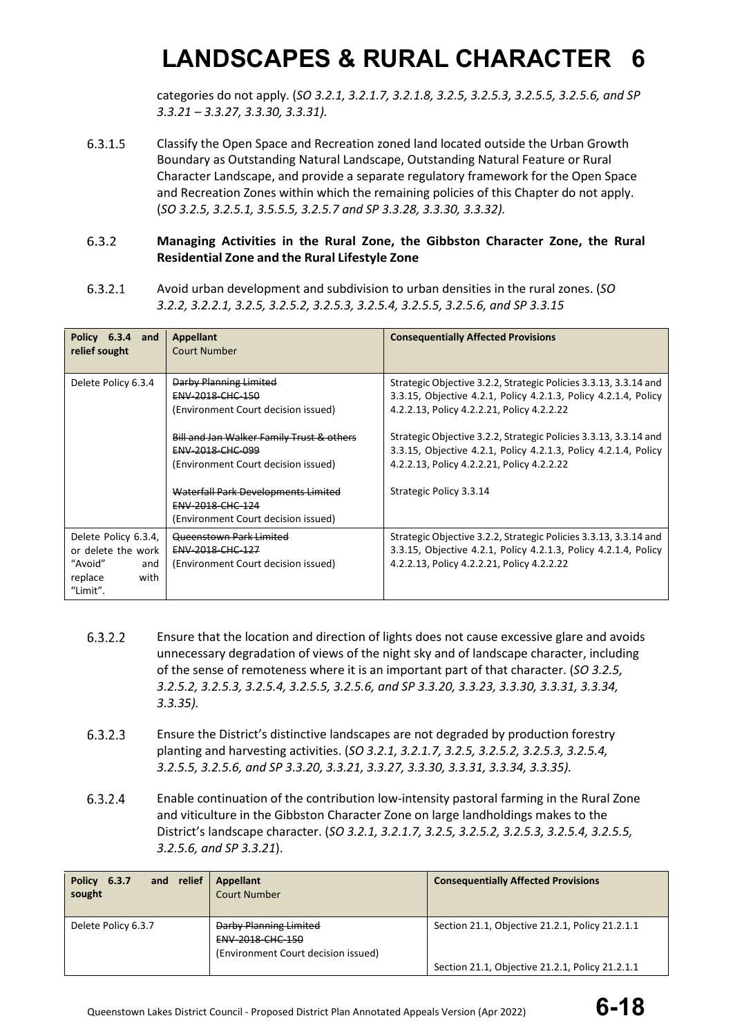categories do not apply. (*SO 3.2.1, 3.2.1.7, 3.2.1.8, 3.2.5, 3.2.5.3, 3.2.5.5, 3.2.5.6, and SP 3.3.21 – 3.3.27, 3.3.30, 3.3.31).*

6.3.1.5 Classify the Open Space and Recreation zoned land located outside the Urban Growth Boundary as Outstanding Natural Landscape, Outstanding Natural Feature or Rural Character Landscape, and provide a separate regulatory framework for the Open Space and Recreation Zones within which the remaining policies of this Chapter do not apply. (*SO 3.2.5, 3.2.5.1, 3.5.5.5, 3.2.5.7 and SP 3.3.28, 3.3.30, 3.3.32).*

### 6.3.2 Managing Activities in the Rural Zone, the Gibbston Character Zone, the Rural Residential Zone and the Rural Lifestyle Zone

6.3.2.1 Avoid urban development and subdivision to urban densities in the rural zones. (*SO 3.2.2, 3.2.2.1, 3.2.5, 3.2.5.2, 3.2.5.3, 3.2.5.4, 3.2.5.5, 3.2.5.6, and SP 3.3.15*

| Policy 6.3.4 and relief sought | Appellant<br>Court Number | Consequentially Affected Provisions |
|---|---|---|
| Delete Policy 6.3.4 | ~~Darby Planning Limited~~<br>~~ENV-2018-CHC-150~~<br>(Environment Court decision issued)<br><br>~~Bill and Jan Walker Family Trust & others~~<br>~~ENV-2018-CHC-099~~<br>(Environment Court decision issued)<br><br>~~Waterfall Park Developments Limited~~<br>~~ENV-2018-CHC-124~~<br>(Environment Court decision issued) | Strategic Objective 3.2.2, Strategic Policies 3.3.13, 3.3.14 and 3.3.15, Objective 4.2.1, Policy 4.2.1.3, Policy 4.2.1.4, Policy 4.2.2.13, Policy 4.2.2.21, Policy 4.2.2.22<br><br>Strategic Objective 3.2.2, Strategic Policies 3.3.13, 3.3.14 and 3.3.15, Objective 4.2.1, Policy 4.2.1.3, Policy 4.2.1.4, Policy 4.2.2.13, Policy 4.2.2.21, Policy 4.2.2.22<br><br>Strategic Policy 3.3.14 |
| Delete Policy 6.3.4, or delete the work "Avoid" and replace with "Limit". | ~~Queenstown Park Limited~~<br>~~ENV-2018-CHC-127~~<br>(Environment Court decision issued) | Strategic Objective 3.2.2, Strategic Policies 3.3.13, 3.3.14 and 3.3.15, Objective 4.2.1, Policy 4.2.1.3, Policy 4.2.1.4, Policy 4.2.2.13, Policy 4.2.2.21, Policy 4.2.2.22 |

6.3.2.2 Ensure that the location and direction of lights does not cause excessive glare and avoids unnecessary degradation of views of the night sky and of landscape character, including of the sense of remoteness where it is an important part of that character. (*SO 3.2.5, 3.2.5.2, 3.2.5.3, 3.2.5.4, 3.2.5.5, 3.2.5.6, and SP 3.3.20, 3.3.23, 3.3.30, 3.3.31, 3.3.34, 3.3.35).*

6.3.2.3 Ensure the District's distinctive landscapes are not degraded by production forestry planting and harvesting activities. (*SO 3.2.1, 3.2.1.7, 3.2.5, 3.2.5.2, 3.2.5.3, 3.2.5.4, 3.2.5.5, 3.2.5.6, and SP 3.3.20, 3.3.21, 3.3.27, 3.3.30, 3.3.31, 3.3.34, 3.3.35).*

6.3.2.4 Enable continuation of the contribution low-intensity pastoral farming in the Rural Zone and viticulture in the Gibbston Character Zone on large landholdings makes to the District's landscape character. (*SO 3.2.1, 3.2.1.7, 3.2.5, 3.2.5.2, 3.2.5.3, 3.2.5.4, 3.2.5.5, 3.2.5.6, and SP 3.3.21*).

| Policy 6.3.7 and relief sought | Appellant<br>Court Number | Consequentially Affected Provisions |
|---|---|---|
| Delete Policy 6.3.7 | ~~Darby Planning Limited~~<br>~~ENV-2018-CHC-150~~<br>(Environment Court decision issued) | Section 21.1, Objective 21.2.1, Policy 21.2.1.1<br><br>Section 21.1, Objective 21.2.1, Policy 21.2.1.1 |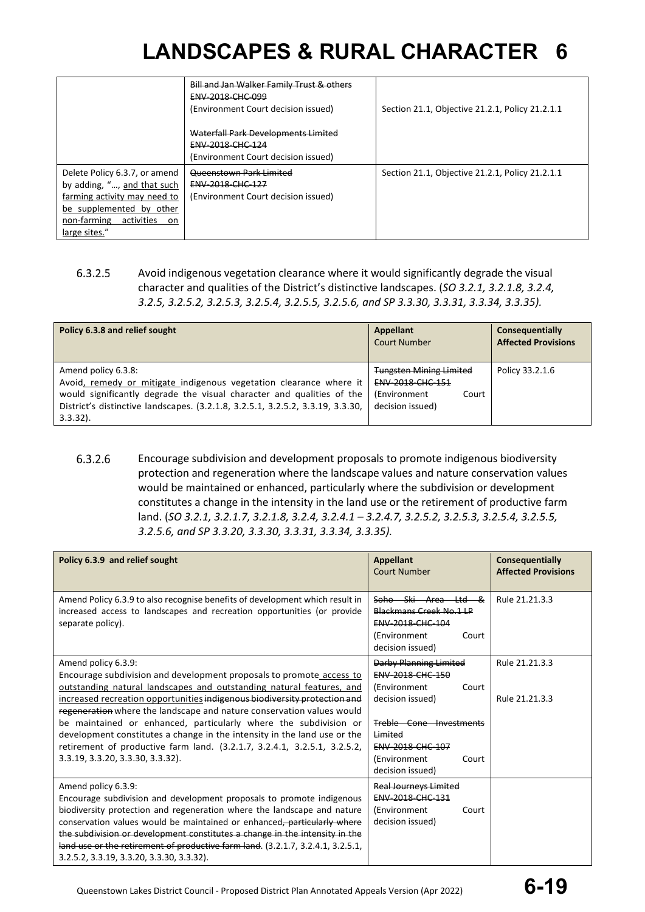| | | |
|---|---|---|
| | ~~Bill and Jan Walker Family Trust & others~~<br>~~ENV-2018-CHC-099~~<br>(Environment Court decision issued)<br><br>~~Waterfall Park Developments Limited~~<br>~~ENV-2018-CHC-124~~<br>(Environment Court decision issued) | Section 21.1, Objective 21.2.1, Policy 21.2.1.1 |
| Delete Policy 6.3.7, or amend by adding, "…, <u>and that such farming activity may need to be supplemented by other non-farming activities on large sites.</u>" | ~~Queenstown Park Limited~~<br>~~ENV-2018-CHC-127~~<br>(Environment Court decision issued) | Section 21.1, Objective 21.2.1, Policy 21.2.1.1 |

6.3.2.5 Avoid indigenous vegetation clearance where it would significantly degrade the visual character and qualities of the District's distinctive landscapes. (*SO 3.2.1, 3.2.1.8, 3.2.4, 3.2.5, 3.2.5.2, 3.2.5.3, 3.2.5.4, 3.2.5.5, 3.2.5.6, and SP 3.3.30, 3.3.31, 3.3.34, 3.3.35).*

| **Policy 6.3.8 and relief sought** | **Appellant** Court Number | **Consequentially Affected Provisions** |
|---|---|---|
| Amend policy 6.3.8:<br>Avoid<u>, remedy or mitigate</u> indigenous vegetation clearance where it would significantly degrade the visual character and qualities of the District's distinctive landscapes. (3.2.1.8, 3.2.5.1, 3.2.5.2, 3.3.19, 3.3.30, 3.3.32). | ~~Tungsten Mining Limited~~<br>~~ENV-2018-CHC-151~~<br>(Environment Court decision issued) | Policy 33.2.1.6 |

6.3.2.6 Encourage subdivision and development proposals to promote indigenous biodiversity protection and regeneration where the landscape values and nature conservation values would be maintained or enhanced, particularly where the subdivision or development constitutes a change in the intensity in the land use or the retirement of productive farm land. (*SO 3.2.1, 3.2.1.7, 3.2.1.8, 3.2.4, 3.2.4.1 – 3.2.4.7, 3.2.5.2, 3.2.5.3, 3.2.5.4, 3.2.5.5, 3.2.5.6, and SP 3.3.20, 3.3.30, 3.3.31, 3.3.34, 3.3.35).*

| **Policy 6.3.9 and relief sought** | **Appellant** Court Number | **Consequentially Affected Provisions** |
|---|---|---|
| Amend Policy 6.3.9 to also recognise benefits of development which result in increased access to landscapes and recreation opportunities (or provide separate policy). | ~~Soho Ski Area Ltd & Blackmans Creek No.1 LP~~<br>~~ENV-2018-CHC-104~~<br>(Environment Court decision issued) | Rule 21.21.3.3 |
| Amend policy 6.3.9:<br>Encourage subdivision and development proposals to promote <u>access to outstanding natural landscapes and outstanding natural features, and increased recreation opportunities</u> ~~indigenous biodiversity protection and regeneration~~ where the landscape and nature conservation values would be maintained or enhanced, particularly where the subdivision or development constitutes a change in the intensity in the land use or the retirement of productive farm land. (3.2.1.7, 3.2.4.1, 3.2.5.1, 3.2.5.2, 3.3.19, 3.3.20, 3.3.30, 3.3.32). | ~~Darby Planning Limited~~<br>~~ENV-2018-CHC-150~~<br>(Environment Court decision issued)<br><br>~~Treble Cone Investments Limited~~<br>~~ENV-2018-CHC-107~~<br>(Environment Court decision issued) | Rule 21.21.3.3<br><br>Rule 21.21.3.3 |
| Amend policy 6.3.9:<br>Encourage subdivision and development proposals to promote indigenous biodiversity protection and regeneration where the landscape and nature conservation values would be maintained or enhanced~~, particularly where the subdivision or development constitutes a change in the intensity in the land use or the retirement of productive farm land~~. (3.2.1.7, 3.2.4.1, 3.2.5.1, 3.2.5.2, 3.3.19, 3.3.20, 3.3.30, 3.3.32). | ~~Real Journeys Limited~~<br>~~ENV-2018-CHC-131~~<br>(Environment Court decision issued) | |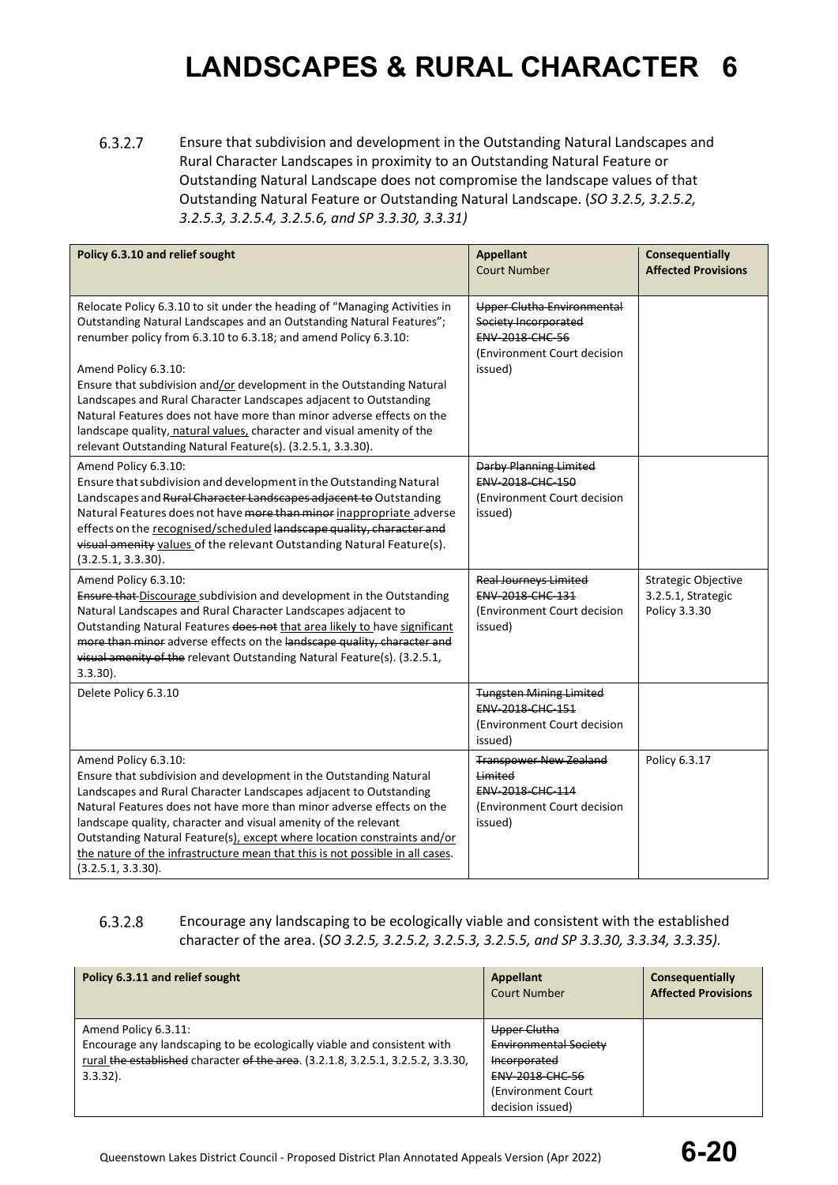6.3.2.7 Ensure that subdivision and development in the Outstanding Natural Landscapes and Rural Character Landscapes in proximity to an Outstanding Natural Feature or Outstanding Natural Landscape does not compromise the landscape values of that Outstanding Natural Feature or Outstanding Natural Landscape. (*SO 3.2.5, 3.2.5.2, 3.2.5.3, 3.2.5.4, 3.2.5.6, and SP 3.3.30, 3.3.31)*

| **Policy 6.3.10 and relief sought** | **Appellant** Court Number | **Consequentially Affected Provisions** |
|---|---|---|
| Relocate Policy 6.3.10 to sit under the heading of "Managing Activities in Outstanding Natural Landscapes and an Outstanding Natural Features"; renumber policy from 6.3.10 to 6.3.18; and amend Policy 6.3.10:<br><br>Amend Policy 6.3.10:<br>Ensure that subdivision and<u>/or</u> development in the Outstanding Natural Landscapes and Rural Character Landscapes adjacent to Outstanding Natural Features does not have more than minor adverse effects on the landscape quality<u>, natural values,</u> character and visual amenity of the relevant Outstanding Natural Feature(s). (3.2.5.1, 3.3.30). | ~~Upper Clutha Environmental Society Incorporated~~<br>~~ENV-2018-CHC-56~~<br>(Environment Court decision issued) | |
| Amend Policy 6.3.10:<br>Ensure that subdivision and development in the Outstanding Natural Landscapes and ~~Rural Character Landscapes adjacent to~~ Outstanding Natural Features does not have ~~more than minor~~ <u>inappropriate</u> adverse effects on the <u>recognised/scheduled</u> ~~landscape quality, character and visual amenity~~ <u>values</u> of the relevant Outstanding Natural Feature(s). (3.2.5.1, 3.3.30). | ~~Darby Planning Limited~~<br>~~ENV-2018-CHC-150~~<br>(Environment Court decision issued) | |
| Amend Policy 6.3.10:<br>~~Ensure that~~ <u>Discourage</u> subdivision and development in the Outstanding Natural Landscapes and Rural Character Landscapes adjacent to Outstanding Natural Features ~~does not~~ <u>that area likely to</u> have <u>significant</u> ~~more than minor~~ adverse effects on the ~~landscape quality, character and visual amenity of the~~ relevant Outstanding Natural Feature(s). (3.2.5.1, 3.3.30). | ~~Real Journeys Limited~~<br>~~ENV-2018-CHC-131~~<br>(Environment Court decision issued) | Strategic Objective 3.2.5.1, Strategic Policy 3.3.30 |
| Delete Policy 6.3.10 | ~~Tungsten Mining Limited~~<br>~~ENV-2018-CHC-151~~<br>(Environment Court decision issued) | |
| Amend Policy 6.3.10:<br>Ensure that subdivision and development in the Outstanding Natural Landscapes and Rural Character Landscapes adjacent to Outstanding Natural Features does not have more than minor adverse effects on the landscape quality, character and visual amenity of the relevant Outstanding Natural Feature(s)<u>, except where location constraints and/or the nature of the infrastructure mean that this is not possible in all cases</u>. (3.2.5.1, 3.3.30). | ~~Transpower New Zealand Limited~~<br>~~ENV-2018-CHC-114~~<br>(Environment Court decision issued) | Policy 6.3.17 |

6.3.2.8 Encourage any landscaping to be ecologically viable and consistent with the established character of the area. (*SO 3.2.5, 3.2.5.2, 3.2.5.3, 3.2.5.5, and SP 3.3.30, 3.3.34, 3.3.35).*

| **Policy 6.3.11 and relief sought** | **Appellant** Court Number | **Consequentially Affected Provisions** |
|---|---|---|
| Amend Policy 6.3.11:<br>Encourage any landscaping to be ecologically viable and consistent with <u>rural</u> ~~the established~~ character ~~of the area~~. (3.2.1.8, 3.2.5.1, 3.2.5.2, 3.3.30, 3.3.32). | ~~Upper Clutha Environmental Society Incorporated~~<br>~~ENV-2018-CHC-56~~<br>(Environment Court decision issued) | |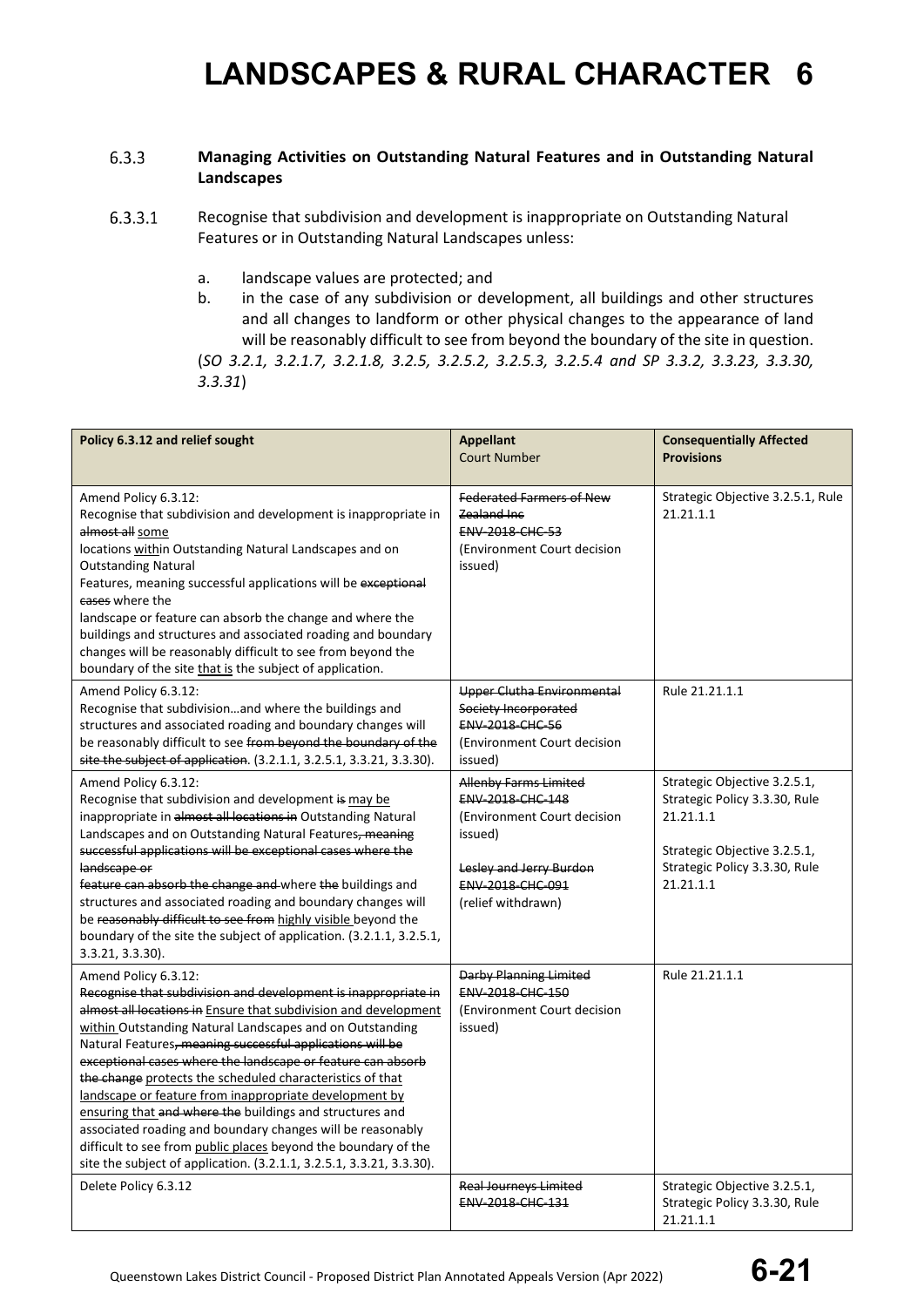# LANDSCAPES & RURAL CHARACTER 6

**6.3.3 Managing Activities on Outstanding Natural Features and in Outstanding Natural Landscapes**

6.3.3.1 Recognise that subdivision and development is inappropriate on Outstanding Natural Features or in Outstanding Natural Landscapes unless:

a. landscape values are protected; and

b. in the case of any subdivision or development, all buildings and other structures and all changes to landform or other physical changes to the appearance of land will be reasonably difficult to see from beyond the boundary of the site in question.

(*SO 3.2.1, 3.2.1.7, 3.2.1.8, 3.2.5, 3.2.5.2, 3.2.5.3, 3.2.5.4 and SP 3.3.2, 3.3.23, 3.3.30, 3.3.31*)

| Policy 6.3.12 and relief sought | Appellant Court Number | Consequentially Affected Provisions |
|---|---|---|
| Amend Policy 6.3.12: Recognise that subdivision and development is inappropriate in ~~almost all~~ <u>some</u> locations <u>with</u>in Outstanding Natural Landscapes and on Outstanding Natural Features, meaning successful applications will be ~~exceptional cases~~ where the landscape or feature can absorb the change and where the buildings and structures and associated roading and boundary changes will be reasonably difficult to see from beyond the boundary of the site <u>that is</u> the subject of application. | ~~Federated Farmers of New Zealand Inc~~ ~~ENV-2018-CHC-53~~ (Environment Court decision issued) | Strategic Objective 3.2.5.1, Rule 21.21.1.1 |
| Amend Policy 6.3.12: Recognise that subdivision…and where the buildings and structures and associated roading and boundary changes will be reasonably difficult to see ~~from beyond the boundary of the site the subject of application~~. (3.2.1.1, 3.2.5.1, 3.3.21, 3.3.30). | ~~Upper Clutha Environmental Society Incorporated~~ ~~ENV-2018-CHC-56~~ (Environment Court decision issued) | Rule 21.21.1.1 |
| Amend Policy 6.3.12: Recognise that subdivision and development ~~is~~ <u>may be</u> inappropriate in ~~almost all locations in~~ Outstanding Natural Landscapes and on Outstanding Natural Features~~, meaning successful applications will be exceptional cases where the landscape or feature can absorb the change and~~ where ~~the~~ buildings and structures and associated roading and boundary changes will be ~~reasonably difficult to see from~~ <u>highly visible</u> beyond the boundary of the site the subject of application. (3.2.1.1, 3.2.5.1, 3.3.21, 3.3.30). | ~~Allenby Farms Limited~~ ~~ENV-2018-CHC-148~~ (Environment Court decision issued)<br><br>~~Lesley and Jerry Burdon~~ ~~ENV-2018-CHC-091~~ (relief withdrawn) | Strategic Objective 3.2.5.1, Strategic Policy 3.3.30, Rule 21.21.1.1<br><br>Strategic Objective 3.2.5.1, Strategic Policy 3.3.30, Rule 21.21.1.1 |
| Amend Policy 6.3.12: ~~Recognise that subdivision and development is inappropriate in almost all locations in~~ <u>Ensure that subdivision and development within</u> Outstanding Natural Landscapes and on Outstanding Natural Features~~, meaning successful applications will be exceptional cases where the landscape or feature can absorb the change~~ <u>protects the scheduled characteristics of that landscape or feature from inappropriate development by ensuring that</u> ~~and where the~~ buildings and structures and associated roading and boundary changes will be reasonably difficult to see from <u>public places</u> beyond the boundary of the site the subject of application. (3.2.1.1, 3.2.5.1, 3.3.21, 3.3.30). | ~~Darby Planning Limited~~ ~~ENV-2018-CHC-150~~ (Environment Court decision issued) | Rule 21.21.1.1 |
| Delete Policy 6.3.12 | ~~Real Journeys Limited~~ ~~ENV-2018-CHC-131~~ | Strategic Objective 3.2.5.1, Strategic Policy 3.3.30, Rule 21.21.1.1 |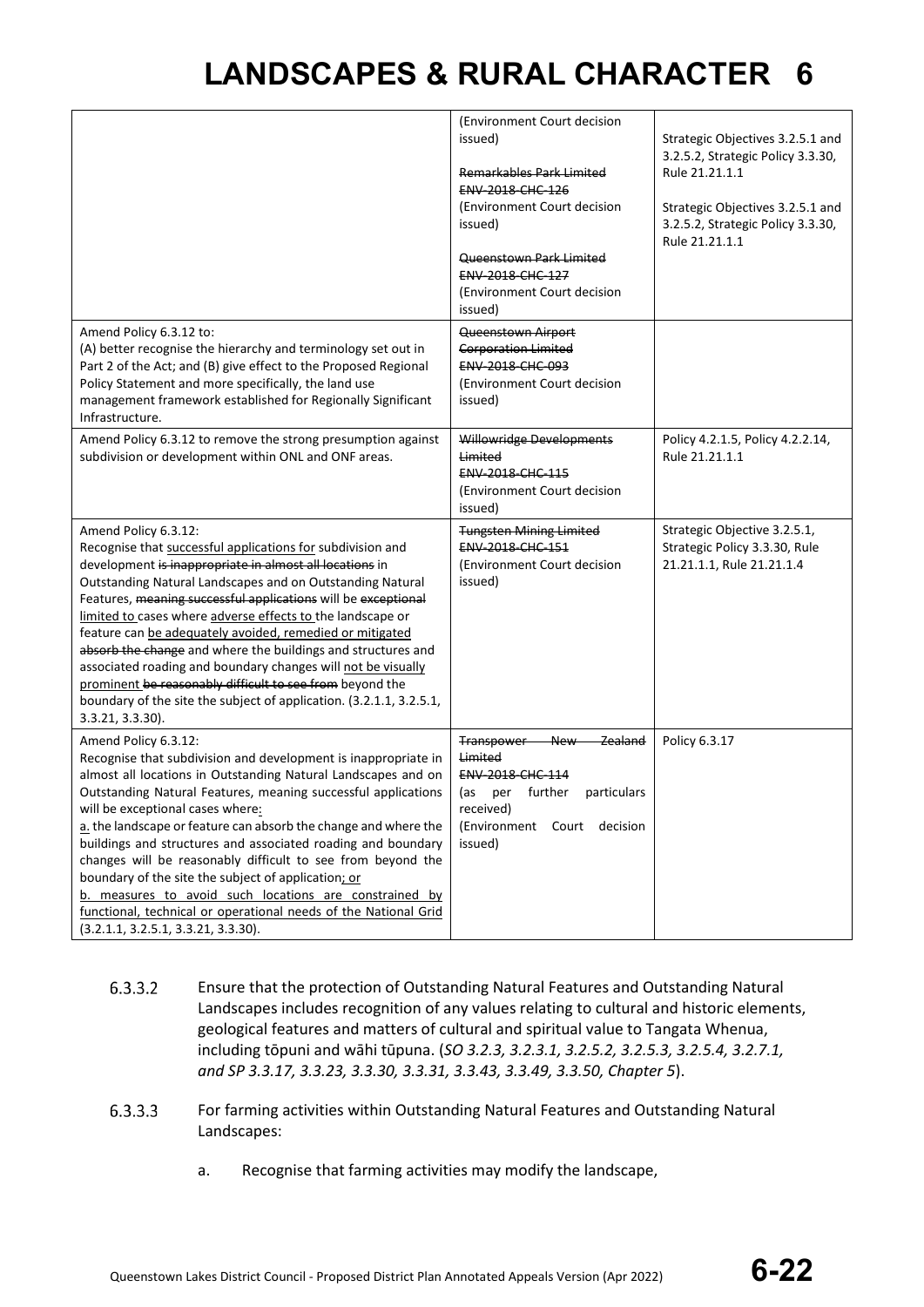| | | |
|---|---|---|
| | (Environment Court decision issued)<br><br>~~Remarkables Park Limited~~<br>~~ENV-2018-CHC-126~~<br>(Environment Court decision issued)<br><br>~~Queenstown Park Limited~~<br>~~ENV-2018-CHC-127~~<br>(Environment Court decision issued) | Strategic Objectives 3.2.5.1 and 3.2.5.2, Strategic Policy 3.3.30, Rule 21.21.1.1<br><br>Strategic Objectives 3.2.5.1 and 3.2.5.2, Strategic Policy 3.3.30, Rule 21.21.1.1 |
| Amend Policy 6.3.12 to:<br>(A) better recognise the hierarchy and terminology set out in Part 2 of the Act; and (B) give effect to the Proposed Regional Policy Statement and more specifically, the land use management framework established for Regionally Significant Infrastructure. | ~~Queenstown Airport Corporation Limited~~<br>~~ENV-2018-CHC-093~~<br>(Environment Court decision issued) | |
| Amend Policy 6.3.12 to remove the strong presumption against subdivision or development within ONL and ONF areas. | ~~Willowridge Developments Limited~~<br>~~ENV-2018-CHC-115~~<br>(Environment Court decision issued) | Policy 4.2.1.5, Policy 4.2.2.14, Rule 21.21.1.1 |
| Amend Policy 6.3.12:<br>Recognise that <u>successful applications for</u> subdivision and development ~~is inappropriate in almost all locations~~ in Outstanding Natural Landscapes and on Outstanding Natural Features, ~~meaning successful applications~~ will be ~~exceptional~~ <u>limited to</u> cases where <u>adverse effects to</u> the landscape or feature can <u>be adequately avoided, remedied or mitigated</u> ~~absorb the change~~ and where the buildings and structures and associated roading and boundary changes will <u>not be visually prominent</u> ~~be reasonably difficult to see from~~ beyond the boundary of the site the subject of application. (3.2.1.1, 3.2.5.1, 3.3.21, 3.3.30). | ~~Tungsten Mining Limited~~<br>~~ENV-2018-CHC-151~~<br>(Environment Court decision issued) | Strategic Objective 3.2.5.1, Strategic Policy 3.3.30, Rule 21.21.1.1, Rule 21.21.1.4 |
| Amend Policy 6.3.12:<br>Recognise that subdivision and development is inappropriate in almost all locations in Outstanding Natural Landscapes and on Outstanding Natural Features, meaning successful applications will be exceptional cases where<u>:</u><br><u>a.</u> the landscape or feature can absorb the change and where the buildings and structures and associated roading and boundary changes will be reasonably difficult to see from beyond the boundary of the site the subject of application<u>; or</u><br><u>b. measures to avoid such locations are constrained by functional, technical or operational needs of the National Grid</u> (3.2.1.1, 3.2.5.1, 3.3.21, 3.3.30). | ~~Transpower New Zealand Limited~~<br>~~ENV-2018-CHC-114~~<br>(as per further particulars received)<br>(Environment Court decision issued) | Policy 6.3.17 |

6.3.3.2 Ensure that the protection of Outstanding Natural Features and Outstanding Natural Landscapes includes recognition of any values relating to cultural and historic elements, geological features and matters of cultural and spiritual value to Tangata Whenua, including tōpuni and wāhi tūpuna. (*SO 3.2.3, 3.2.3.1, 3.2.5.2, 3.2.5.3, 3.2.5.4, 3.2.7.1, and SP 3.3.17, 3.3.23, 3.3.30, 3.3.31, 3.3.43, 3.3.49, 3.3.50, Chapter 5*).

6.3.3.3 For farming activities within Outstanding Natural Features and Outstanding Natural Landscapes:

a. Recognise that farming activities may modify the landscape,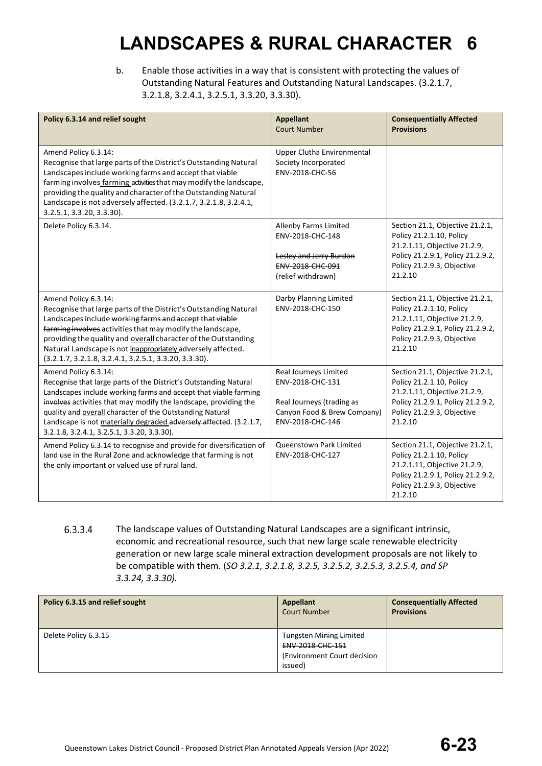# LANDSCAPES & RURAL CHARACTER 6

b. Enable those activities in a way that is consistent with protecting the values of Outstanding Natural Features and Outstanding Natural Landscapes. (3.2.1.7, 3.2.1.8, 3.2.4.1, 3.2.5.1, 3.3.20, 3.3.30).

| Policy 6.3.14 and relief sought | Appellant<br>Court Number | Consequentially Affected Provisions |
|---|---|---|
| Amend Policy 6.3.14:<br>Recognise that large parts of the District's Outstanding Natural Landscapes include working farms and accept that viable farming involves <u>farming</u> activities that may modify the landscape, providing the quality and character of the Outstanding Natural Landscape is not adversely affected. (3.2.1.7, 3.2.1.8, 3.2.4.1, 3.2.5.1, 3.3.20, 3.3.30). | Upper Clutha Environmental Society Incorporated<br>ENV-2018-CHC-56 | |
| Delete Policy 6.3.14. | Allenby Farms Limited<br>ENV-2018-CHC-148<br><br>~~Lesley and Jerry Burdon~~<br>~~ENV-2018-CHC-091~~<br>(relief withdrawn) | Section 21.1, Objective 21.2.1, Policy 21.2.1.10, Policy 21.2.1.11, Objective 21.2.9, Policy 21.2.9.1, Policy 21.2.9.2, Policy 21.2.9.3, Objective 21.2.10 |
| Amend Policy 6.3.14:<br>Recognise that large parts of the District's Outstanding Natural Landscapes include ~~working farms and accept that viable farming involves~~ activities that may modify the landscape, providing the quality and <u>overall</u> character of the Outstanding Natural Landscape is not <u>inappropriately</u> adversely affected. (3.2.1.7, 3.2.1.8, 3.2.4.1, 3.2.5.1, 3.3.20, 3.3.30). | Darby Planning Limited<br>ENV-2018-CHC-150 | Section 21.1, Objective 21.2.1, Policy 21.2.1.10, Policy 21.2.1.11, Objective 21.2.9, Policy 21.2.9.1, Policy 21.2.9.2, Policy 21.2.9.3, Objective 21.2.10 |
| Amend Policy 6.3.14:<br>Recognise that large parts of the District's Outstanding Natural Landscapes include ~~working farms and accept that viable farming involves~~ activities that may modify the landscape, providing the quality and <u>overall</u> character of the Outstanding Natural Landscape is not <u>materially degraded</u> ~~adversely affected~~. (3.2.1.7, 3.2.1.8, 3.2.4.1, 3.2.5.1, 3.3.20, 3.3.30). | Real Journeys Limited<br>ENV-2018-CHC-131<br><br>Real Journeys (trading as Canyon Food & Brew Company)<br>ENV-2018-CHC-146 | Section 21.1, Objective 21.2.1, Policy 21.2.1.10, Policy 21.2.1.11, Objective 21.2.9, Policy 21.2.9.1, Policy 21.2.9.2, Policy 21.2.9.3, Objective 21.2.10 |
| Amend Policy 6.3.14 to recognise and provide for diversification of land use in the Rural Zone and acknowledge that farming is not the only important or valued use of rural land. | Queenstown Park Limited<br>ENV-2018-CHC-127 | Section 21.1, Objective 21.2.1, Policy 21.2.1.10, Policy 21.2.1.11, Objective 21.2.9, Policy 21.2.9.1, Policy 21.2.9.2, Policy 21.2.9.3, Objective 21.2.10 |

6.3.3.4 The landscape values of Outstanding Natural Landscapes are a significant intrinsic, economic and recreational resource, such that new large scale renewable electricity generation or new large scale mineral extraction development proposals are not likely to be compatible with them. (*SO 3.2.1, 3.2.1.8, 3.2.5, 3.2.5.2, 3.2.5.3, 3.2.5.4, and SP 3.3.24, 3.3.30).*

| Policy 6.3.15 and relief sought | Appellant<br>Court Number | Consequentially Affected Provisions |
|---|---|---|
| Delete Policy 6.3.15 | ~~Tungsten Mining Limited~~<br>~~ENV-2018-CHC-151~~<br>(Environment Court decision issued) | |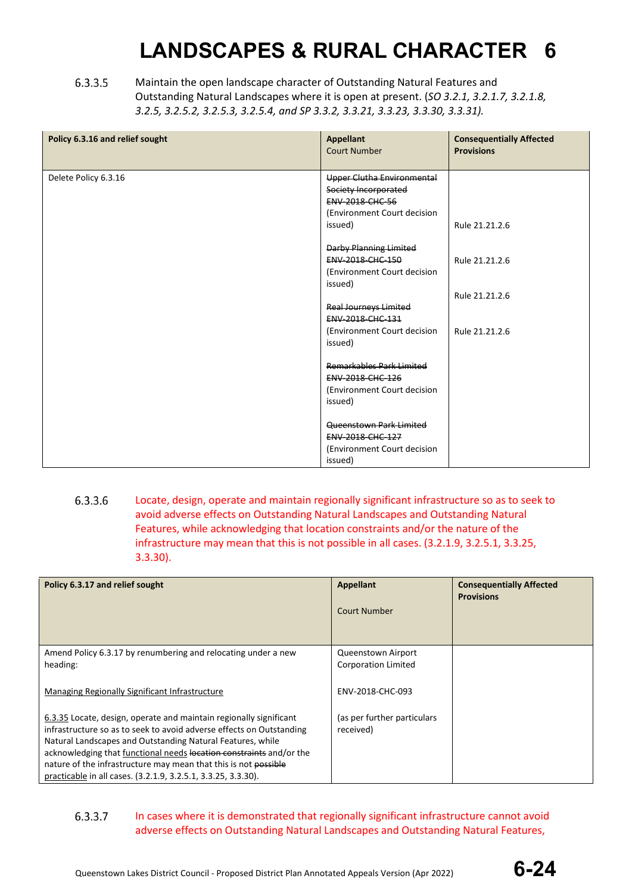6.3.3.5 Maintain the open landscape character of Outstanding Natural Features and Outstanding Natural Landscapes where it is open at present. (*SO 3.2.1, 3.2.1.7, 3.2.1.8, 3.2.5, 3.2.5.2, 3.2.5.3, 3.2.5.4, and SP 3.3.2, 3.3.21, 3.3.23, 3.3.30, 3.3.31).*

| Policy 6.3.16 and relief sought | Appellant<br>Court Number | Consequentially Affected Provisions |
|---|---|---|
| Delete Policy 6.3.16 | ~~Upper Clutha Environmental Society Incorporated~~<br>~~ENV-2018-CHC-56~~<br>(Environment Court decision issued) | Rule 21.21.2.6 |
| | ~~Darby Planning Limited~~<br>~~ENV-2018-CHC-150~~<br>(Environment Court decision issued) | Rule 21.21.2.6 |
| | ~~Real Journeys Limited~~<br>~~ENV-2018-CHC-131~~<br>(Environment Court decision issued) | Rule 21.21.2.6 |
| | ~~Remarkables Park Limited~~<br>~~ENV-2018-CHC-126~~<br>(Environment Court decision issued) | Rule 21.21.2.6 |
| | ~~Queenstown Park Limited~~<br>~~ENV-2018-CHC-127~~<br>(Environment Court decision issued) | |

6.3.3.6 Locate, design, operate and maintain regionally significant infrastructure so as to seek to avoid adverse effects on Outstanding Natural Landscapes and Outstanding Natural Features, while acknowledging that location constraints and/or the nature of the infrastructure may mean that this is not possible in all cases. (3.2.1.9, 3.2.5.1, 3.3.25, 3.3.30).

| Policy 6.3.17 and relief sought | Appellant<br><br>Court Number | Consequentially Affected Provisions |
|---|---|---|
| Amend Policy 6.3.17 by renumbering and relocating under a new heading:<br><br><u>Managing Regionally Significant Infrastructure</u><br><br><u>6.3.35</u> Locate, design, operate and maintain regionally significant infrastructure so as to seek to avoid adverse effects on Outstanding Natural Landscapes and Outstanding Natural Features, while acknowledging that <u>functional needs</u> ~~location constraints~~ and/or the nature of the infrastructure may mean that this is not ~~possible~~ <u>practicable</u> in all cases. (3.2.1.9, 3.2.5.1, 3.3.25, 3.3.30). | Queenstown Airport Corporation Limited<br><br>ENV-2018-CHC-093<br><br>(as per further particulars received) | |

6.3.3.7 In cases where it is demonstrated that regionally significant infrastructure cannot avoid adverse effects on Outstanding Natural Landscapes and Outstanding Natural Features,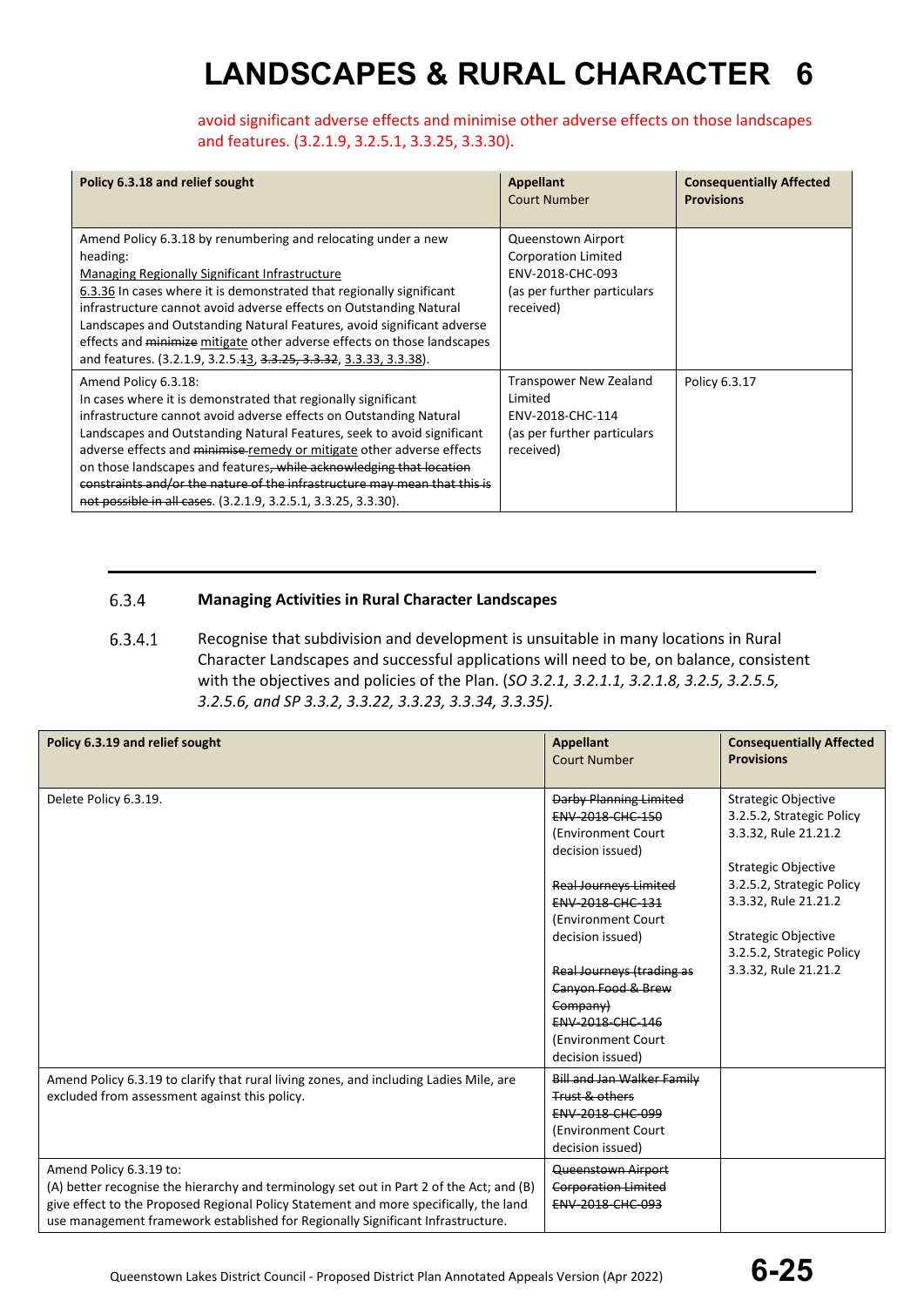avoid significant adverse effects and minimise other adverse effects on those landscapes and features. (3.2.1.9, 3.2.5.1, 3.3.25, 3.3.30).

| Policy 6.3.18 and relief sought | Appellant Court Number | Consequentially Affected Provisions |
|---|---|---|
| Amend Policy 6.3.18 by renumbering and relocating under a new heading: <ins>Managing Regionally Significant Infrastructure</ins> <ins>6.3.36</ins> In cases where it is demonstrated that regionally significant infrastructure cannot avoid adverse effects on Outstanding Natural Landscapes and Outstanding Natural Features, avoid significant adverse effects and ~~minimize~~ <ins>mitigate</ins> other adverse effects on those landscapes and features. (3.2.1.9, 3.2.5.~~1~~3, ~~3.3.25, 3.3.32~~, <ins>3.3.33, 3.3.38</ins>). | Queenstown Airport Corporation Limited ENV-2018-CHC-093 (as per further particulars received) | |
| Amend Policy 6.3.18: In cases where it is demonstrated that regionally significant infrastructure cannot avoid adverse effects on Outstanding Natural Landscapes and Outstanding Natural Features, seek to avoid significant adverse effects and ~~minimise~~ <ins>remedy or mitigate</ins> other adverse effects on those landscapes and features~~, while acknowledging that location constraints and/or the nature of the infrastructure may mean that this is not possible in all cases~~. (3.2.1.9, 3.2.5.1, 3.3.25, 3.3.30). | Transpower New Zealand Limited ENV-2018-CHC-114 (as per further particulars received) | Policy 6.3.17 |

## 6.3.4 Managing Activities in Rural Character Landscapes

6.3.4.1 Recognise that subdivision and development is unsuitable in many locations in Rural Character Landscapes and successful applications will need to be, on balance, consistent with the objectives and policies of the Plan. (*SO 3.2.1, 3.2.1.1, 3.2.1.8, 3.2.5, 3.2.5.5, 3.2.5.6, and SP 3.3.2, 3.3.22, 3.3.23, 3.3.34, 3.3.35).*

| Policy 6.3.19 and relief sought | Appellant Court Number | Consequentially Affected Provisions |
|---|---|---|
| Delete Policy 6.3.19. | ~~Darby Planning Limited~~ ~~ENV-2018-CHC-150~~ (Environment Court decision issued)<br><br>~~Real Journeys Limited~~ ~~ENV-2018-CHC-131~~ (Environment Court decision issued)<br><br>~~Real Journeys (trading as Canyon Food & Brew Company)~~ ~~ENV-2018-CHC-146~~ (Environment Court decision issued) | Strategic Objective 3.2.5.2, Strategic Policy 3.3.32, Rule 21.21.2<br><br>Strategic Objective 3.2.5.2, Strategic Policy 3.3.32, Rule 21.21.2<br><br>Strategic Objective 3.2.5.2, Strategic Policy 3.3.32, Rule 21.21.2 |
| Amend Policy 6.3.19 to clarify that rural living zones, and including Ladies Mile, are excluded from assessment against this policy. | ~~Bill and Jan Walker Family Trust & others~~ ~~ENV-2018-CHC-099~~ (Environment Court decision issued) | |
| Amend Policy 6.3.19 to: (A) better recognise the hierarchy and terminology set out in Part 2 of the Act; and (B) give effect to the Proposed Regional Policy Statement and more specifically, the land use management framework established for Regionally Significant Infrastructure. | ~~Queenstown Airport Corporation Limited~~ ~~ENV-2018-CHC-093~~ | |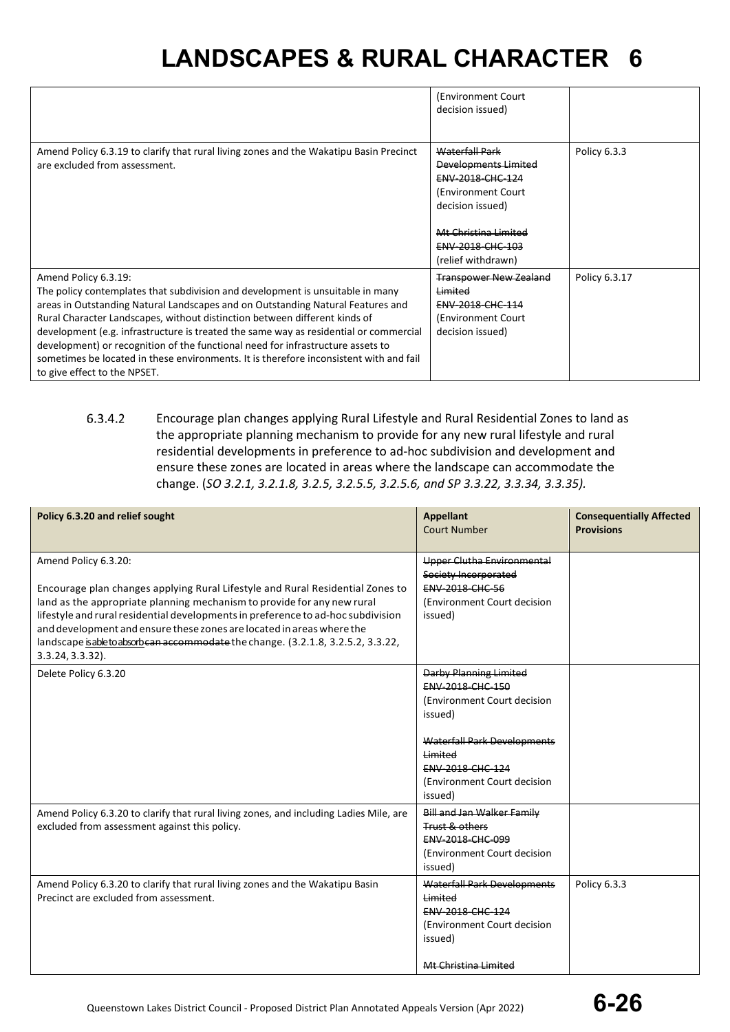# LANDSCAPES & RURAL CHARACTER 6

| | | |
|---|---|---|
| | (Environment Court decision issued) | |
| Amend Policy 6.3.19 to clarify that rural living zones and the Wakatipu Basin Precinct are excluded from assessment. | ~~Waterfall Park Developments Limited~~<br>~~ENV-2018-CHC-124~~<br>(Environment Court decision issued)<br><br>~~Mt Christina Limited~~<br>~~ENV-2018-CHC-103~~<br>(relief withdrawn) | Policy 6.3.3 |
| Amend Policy 6.3.19:<br>The policy contemplates that subdivision and development is unsuitable in many areas in Outstanding Natural Landscapes and on Outstanding Natural Features and Rural Character Landscapes, without distinction between different kinds of development (e.g. infrastructure is treated the same way as residential or commercial development) or recognition of the functional need for infrastructure assets to sometimes be located in these environments. It is therefore inconsistent with and fail to give effect to the NPSET. | ~~Transpower New Zealand Limited~~<br>~~ENV-2018-CHC-114~~<br>(Environment Court decision issued) | Policy 6.3.17 |

6.3.4.2 Encourage plan changes applying Rural Lifestyle and Rural Residential Zones to land as the appropriate planning mechanism to provide for any new rural lifestyle and rural residential developments in preference to ad-hoc subdivision and development and ensure these zones are located in areas where the landscape can accommodate the change. (*SO 3.2.1, 3.2.1.8, 3.2.5, 3.2.5.5, 3.2.5.6, and SP 3.3.22, 3.3.34, 3.3.35).*

| Policy 6.3.20 and relief sought | Appellant<br>Court Number | Consequentially Affected Provisions |
|---|---|---|
| Amend Policy 6.3.20:<br><br>Encourage plan changes applying Rural Lifestyle and Rural Residential Zones to land as the appropriate planning mechanism to provide for any new rural lifestyle and rural residential developments in preference to ad-hoc subdivision and development and ensure these zones are located in areas where the landscape <u>is able to absorb</u>~~can accommodate~~ the change. (3.2.1.8, 3.2.5.2, 3.3.22, 3.3.24, 3.3.32). | ~~Upper Clutha Environmental Society Incorporated~~<br>~~ENV-2018-CHC-56~~<br>(Environment Court decision issued) | |
| Delete Policy 6.3.20 | ~~Darby Planning Limited~~<br>~~ENV-2018-CHC-150~~<br>(Environment Court decision issued)<br><br>~~Waterfall Park Developments Limited~~<br>~~ENV-2018-CHC-124~~<br>(Environment Court decision issued) | |
| Amend Policy 6.3.20 to clarify that rural living zones, and including Ladies Mile, are excluded from assessment against this policy. | ~~Bill and Jan Walker Family Trust & others~~<br>~~ENV-2018-CHC-099~~<br>(Environment Court decision issued) | |
| Amend Policy 6.3.20 to clarify that rural living zones and the Wakatipu Basin Precinct are excluded from assessment. | ~~Waterfall Park Developments Limited~~<br>~~ENV-2018-CHC-124~~<br>(Environment Court decision issued)<br><br>~~Mt Christina Limited~~ | Policy 6.3.3 |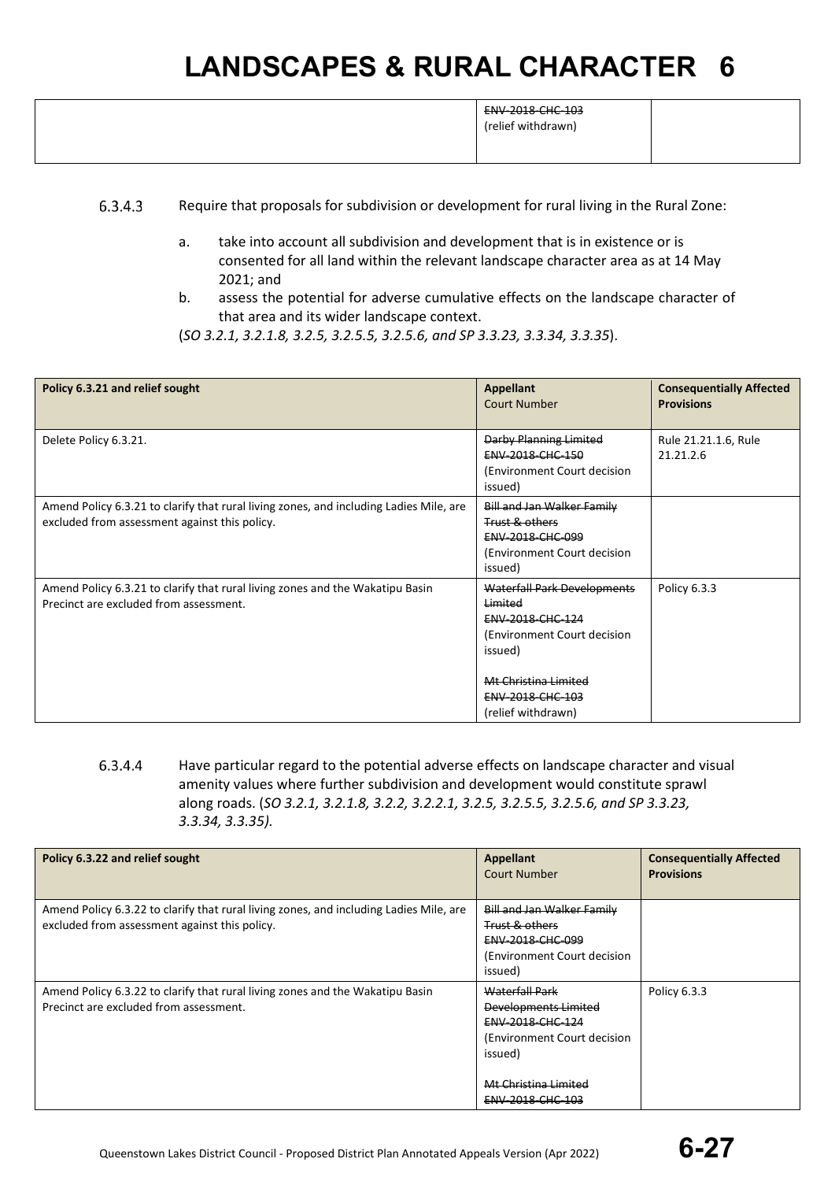| | ~~ENV-2018-CHC-103~~ (relief withdrawn) | |
|---|---|---|

6.3.4.3 Require that proposals for subdivision or development for rural living in the Rural Zone:

a. take into account all subdivision and development that is in existence or is consented for all land within the relevant landscape character area as at 14 May 2021; and
b. assess the potential for adverse cumulative effects on the landscape character of that area and its wider landscape context.

(*SO 3.2.1, 3.2.1.8, 3.2.5, 3.2.5.5, 3.2.5.6, and SP 3.3.23, 3.3.34, 3.3.35*).

| Policy 6.3.21 and relief sought | Appellant Court Number | Consequentially Affected Provisions |
|---|---|---|
| Delete Policy 6.3.21. | ~~Darby Planning Limited~~ ~~ENV-2018-CHC-150~~ (Environment Court decision issued) | Rule 21.21.1.6, Rule 21.21.2.6 |
| Amend Policy 6.3.21 to clarify that rural living zones, and including Ladies Mile, are excluded from assessment against this policy. | ~~Bill and Jan Walker Family Trust & others~~ ~~ENV-2018-CHC-099~~ (Environment Court decision issued) | |
| Amend Policy 6.3.21 to clarify that rural living zones and the Wakatipu Basin Precinct are excluded from assessment. | ~~Waterfall Park Developments Limited~~ ~~ENV-2018-CHC-124~~ (Environment Court decision issued)<br><br>~~Mt Christina Limited~~ ~~ENV-2018-CHC-103~~ (relief withdrawn) | Policy 6.3.3 |

6.3.4.4 Have particular regard to the potential adverse effects on landscape character and visual amenity values where further subdivision and development would constitute sprawl along roads. (*SO 3.2.1, 3.2.1.8, 3.2.2, 3.2.2.1, 3.2.5, 3.2.5.5, 3.2.5.6, and SP 3.3.23, 3.3.34, 3.3.35).*

| Policy 6.3.22 and relief sought | Appellant Court Number | Consequentially Affected Provisions |
|---|---|---|
| Amend Policy 6.3.22 to clarify that rural living zones, and including Ladies Mile, are excluded from assessment against this policy. | ~~Bill and Jan Walker Family Trust & others~~ ~~ENV-2018-CHC-099~~ (Environment Court decision issued) | |
| Amend Policy 6.3.22 to clarify that rural living zones and the Wakatipu Basin Precinct are excluded from assessment. | ~~Waterfall Park Developments Limited~~ ~~ENV-2018-CHC-124~~ (Environment Court decision issued)<br><br>~~Mt Christina Limited~~ ~~ENV-2018-CHC-103~~ | Policy 6.3.3 |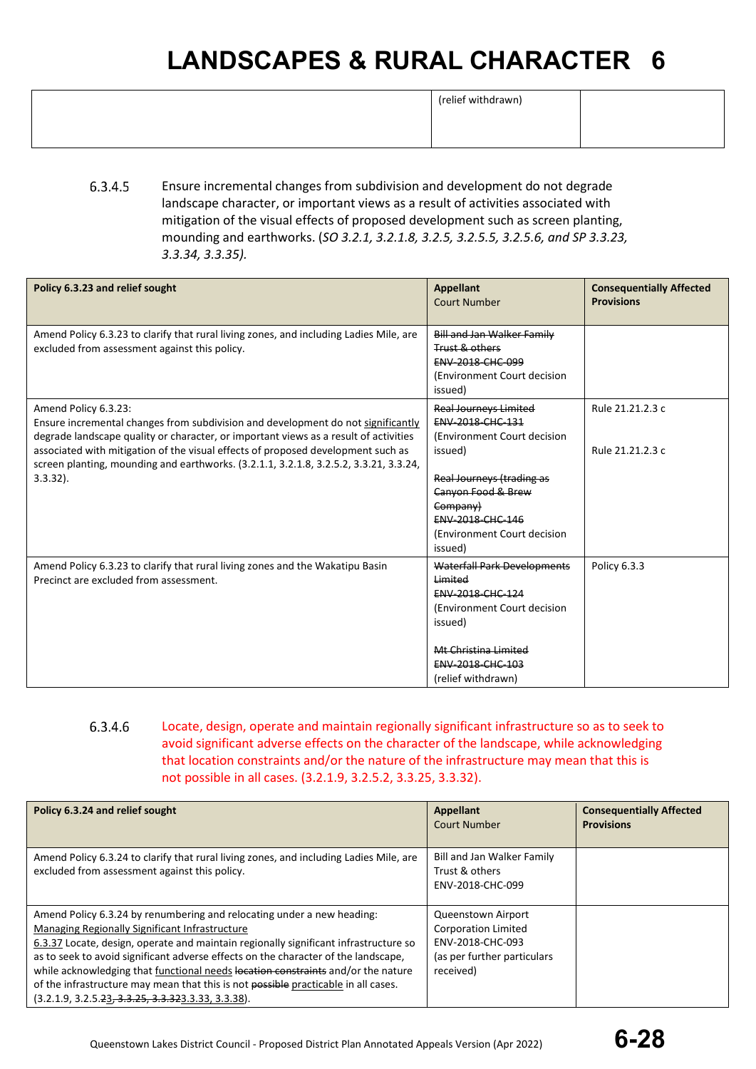| | (relief withdrawn) | |
|---|---|---|

6.3.4.5 Ensure incremental changes from subdivision and development do not degrade landscape character, or important views as a result of activities associated with mitigation of the visual effects of proposed development such as screen planting, mounding and earthworks. (*SO 3.2.1, 3.2.1.8, 3.2.5, 3.2.5.5, 3.2.5.6, and SP 3.3.23, 3.3.34, 3.3.35).*

| **Policy 6.3.23 and relief sought** | **Appellant** Court Number | **Consequentially Affected Provisions** |
|---|---|---|
| Amend Policy 6.3.23 to clarify that rural living zones, and including Ladies Mile, are excluded from assessment against this policy. | ~~Bill and Jan Walker Family Trust & others~~ ~~ENV-2018-CHC-099~~ (Environment Court decision issued) | |
| Amend Policy 6.3.23: Ensure incremental changes from subdivision and development do not significantly degrade landscape quality or character, or important views as a result of activities associated with mitigation of the visual effects of proposed development such as screen planting, mounding and earthworks. (3.2.1.1, 3.2.1.8, 3.2.5.2, 3.3.21, 3.3.24, 3.3.32). | ~~Real Journeys Limited~~ ~~ENV-2018-CHC-131~~ (Environment Court decision issued)<br><br>~~Real Journeys (trading as Canyon Food & Brew Company)~~ ~~ENV-2018-CHC-146~~ (Environment Court decision issued) | Rule 21.21.2.3 c<br><br>Rule 21.21.2.3 c |
| Amend Policy 6.3.23 to clarify that rural living zones and the Wakatipu Basin Precinct are excluded from assessment. | ~~Waterfall Park Developments Limited~~ ~~ENV-2018-CHC-124~~ (Environment Court decision issued)<br><br>~~Mt Christina Limited~~ ~~ENV-2018-CHC-103~~ (relief withdrawn) | Policy 6.3.3 |

6.3.4.6 Locate, design, operate and maintain regionally significant infrastructure so as to seek to avoid significant adverse effects on the character of the landscape, while acknowledging that location constraints and/or the nature of the infrastructure may mean that this is not possible in all cases. (3.2.1.9, 3.2.5.2, 3.3.25, 3.3.32).

| **Policy 6.3.24 and relief sought** | **Appellant** Court Number | **Consequentially Affected Provisions** |
|---|---|---|
| Amend Policy 6.3.24 to clarify that rural living zones, and including Ladies Mile, are excluded from assessment against this policy. | Bill and Jan Walker Family Trust & others ENV-2018-CHC-099 | |
| Amend Policy 6.3.24 by renumbering and relocating under a new heading: Managing Regionally Significant Infrastructure 6.3.37 Locate, design, operate and maintain regionally significant infrastructure so as to seek to avoid significant adverse effects on the character of the landscape, while acknowledging that functional needs ~~location constraints~~ and/or the nature of the infrastructure may mean that this is not ~~possible~~ practicable in all cases. (3.2.1.9, 3.2.5.2~~3, 3.3.25, 3.3.32~~3.3.33, 3.3.38). | Queenstown Airport Corporation Limited ENV-2018-CHC-093 (as per further particulars received) | |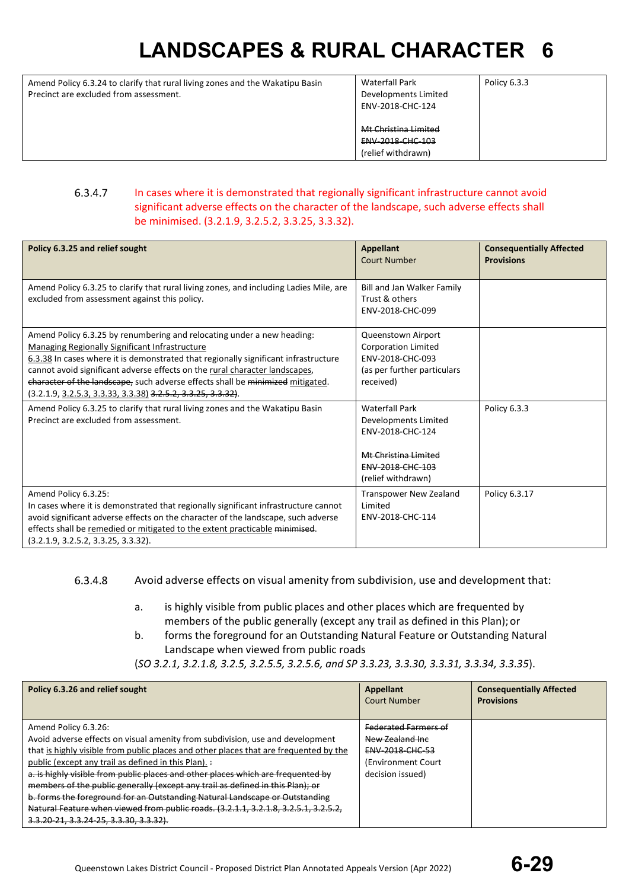# LANDSCAPES & RURAL CHARACTER 6

| | | |
|---|---|---|
| Amend Policy 6.3.24 to clarify that rural living zones and the Wakatipu Basin Precinct are excluded from assessment. | Waterfall Park Developments Limited ENV-2018-CHC-124<br><br>~~Mt Christina Limited ENV-2018-CHC-103~~ (relief withdrawn) | Policy 6.3.3 |

6.3.4.7 In cases where it is demonstrated that regionally significant infrastructure cannot avoid significant adverse effects on the character of the landscape, such adverse effects shall be minimised. (3.2.1.9, 3.2.5.2, 3.3.25, 3.3.32).

| **Policy 6.3.25 and relief sought** | **Appellant** Court Number | **Consequentially Affected Provisions** |
|---|---|---|
| Amend Policy 6.3.25 to clarify that rural living zones, and including Ladies Mile, are excluded from assessment against this policy. | Bill and Jan Walker Family Trust & others ENV-2018-CHC-099 | |
| Amend Policy 6.3.25 by renumbering and relocating under a new heading: <u>Managing Regionally Significant Infrastructure</u><br><u>6.3.38</u> In cases where it is demonstrated that regionally significant infrastructure cannot avoid significant adverse effects on the <u>rural character landscapes</u>, ~~character of the landscape,~~ such adverse effects shall be ~~minimized~~ <u>mitigated</u>. (3.2.1.9, <u>3.2.5.3, 3.3.33, 3.3.38</u>) ~~3.2.5.2, 3.3.25, 3.3.32~~). | Queenstown Airport Corporation Limited ENV-2018-CHC-093 (as per further particulars received) | |
| Amend Policy 6.3.25 to clarify that rural living zones and the Wakatipu Basin Precinct are excluded from assessment. | Waterfall Park Developments Limited ENV-2018-CHC-124<br><br>~~Mt Christina Limited ENV-2018-CHC-103~~ (relief withdrawn) | Policy 6.3.3 |
| Amend Policy 6.3.25:<br>In cases where it is demonstrated that regionally significant infrastructure cannot avoid significant adverse effects on the character of the landscape, such adverse effects shall be <u>remedied or mitigated to the extent practicable</u> ~~minimised~~. (3.2.1.9, 3.2.5.2, 3.3.25, 3.3.32). | Transpower New Zealand Limited ENV-2018-CHC-114 | Policy 6.3.17 |

6.3.4.8 Avoid adverse effects on visual amenity from subdivision, use and development that:

a. is highly visible from public places and other places which are frequented by members of the public generally (except any trail as defined in this Plan); or
b. forms the foreground for an Outstanding Natural Feature or Outstanding Natural Landscape when viewed from public roads

(*SO 3.2.1, 3.2.1.8, 3.2.5, 3.2.5.5, 3.2.5.6, and SP 3.3.23, 3.3.30, 3.3.31, 3.3.34, 3.3.35*).

| **Policy 6.3.26 and relief sought** | **Appellant** Court Number | **Consequentially Affected Provisions** |
|---|---|---|
| Amend Policy 6.3.26:<br>Avoid adverse effects on visual amenity from subdivision, use and development that <u>is highly visible from public places and other places that are frequented by the public (except any trail as defined in this Plan).</u> ~~:~~<br>~~a. is highly visible from public places and other places which are frequented by members of the public generally (except any trail as defined in this Plan); or~~<br>~~b. forms the foreground for an Outstanding Natural Landscape or Outstanding Natural Feature when viewed from public roads. (3.2.1.1, 3.2.1.8, 3.2.5.1, 3.2.5.2, 3.3.20-21, 3.3.24-25, 3.3.30, 3.3.32).~~ | ~~Federated Farmers of New Zealand Inc ENV-2018-CHC-53~~ (Environment Court decision issued) | |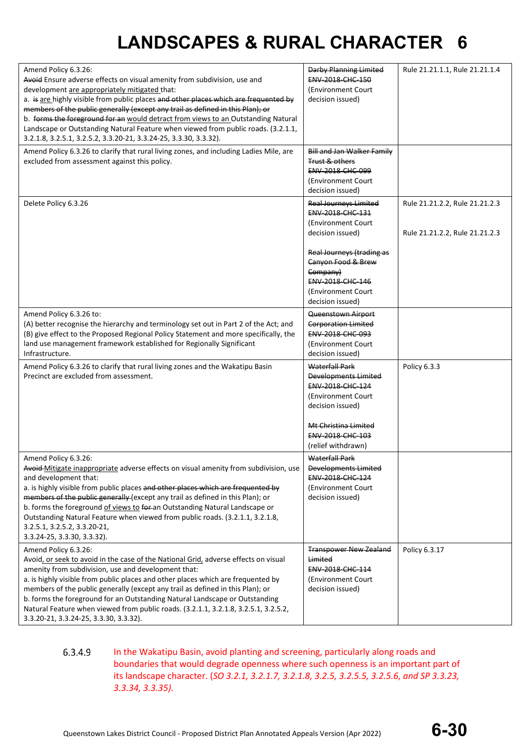# LANDSCAPES & RURAL CHARACTER 6

| | | |
|---|---|---|
| Amend Policy 6.3.26:<br>~~Avoid~~ Ensure adverse effects on visual amenity from subdivision, use and development <u>are appropriately mitigated</u> that:<br>a. ~~is~~ <u>are</u> highly visible from public places ~~and other places which are frequented by members of the public generally (except any trail as defined in this Plan); or~~<br>b. ~~forms the foreground for an~~ <u>would detract from views to an</u> Outstanding Natural Landscape or Outstanding Natural Feature when viewed from public roads. (3.2.1.1, 3.2.1.8, 3.2.5.1, 3.2.5.2, 3.3.20-21, 3.3.24-25, 3.3.30, 3.3.32). | ~~Darby Planning Limited ENV-2018-CHC-150~~ (Environment Court decision issued) | Rule 21.21.1.1, Rule 21.21.1.4 |
| Amend Policy 6.3.26 to clarify that rural living zones, and including Ladies Mile, are excluded from assessment against this policy. | ~~Bill and Jan Walker Family Trust & others ENV-2018-CHC-099~~ (Environment Court decision issued) | |
| Delete Policy 6.3.26 | ~~Real Journeys Limited ENV-2018-CHC-131~~ (Environment Court decision issued)<br><br>~~Real Journeys (trading as Canyon Food & Brew Company) ENV-2018-CHC-146~~ (Environment Court decision issued) | Rule 21.21.2.2, Rule 21.21.2.3<br><br>Rule 21.21.2.2, Rule 21.21.2.3 |
| Amend Policy 6.3.26 to:<br>(A) better recognise the hierarchy and terminology set out in Part 2 of the Act; and<br>(B) give effect to the Proposed Regional Policy Statement and more specifically, the land use management framework established for Regionally Significant Infrastructure. | ~~Queenstown Airport Corporation Limited ENV-2018-CHC-093~~ (Environment Court decision issued) | |
| Amend Policy 6.3.26 to clarify that rural living zones and the Wakatipu Basin Precinct are excluded from assessment. | ~~Waterfall Park Developments Limited ENV-2018-CHC-124~~ (Environment Court decision issued)<br><br>~~Mt Christina Limited ENV-2018-CHC-103~~ (relief withdrawn) | Policy 6.3.3 |
| Amend Policy 6.3.26:<br>~~Avoid~~ <u>Mitigate inappropriate</u> adverse effects on visual amenity from subdivision, use and development that:<br>a. is highly visible from public places ~~and other places which are frequented by members of the public generally~~ (except any trail as defined in this Plan); or<br>b. forms the foreground <u>of views to</u> ~~for~~ an Outstanding Natural Landscape or Outstanding Natural Feature when viewed from public roads. (3.2.1.1, 3.2.1.8, 3.2.5.1, 3.2.5.2, 3.3.20-21, 3.3.24-25, 3.3.30, 3.3.32). | ~~Waterfall Park Developments Limited ENV-2018-CHC-124~~ (Environment Court decision issued) | |
| Amend Policy 6.3.26:<br>Avoid<u>, or seek to avoid in the case of the National Grid,</u> adverse effects on visual amenity from subdivision, use and development that:<br>a. is highly visible from public places and other places which are frequented by members of the public generally (except any trail as defined in this Plan); or<br>b. forms the foreground for an Outstanding Natural Landscape or Outstanding Natural Feature when viewed from public roads. (3.2.1.1, 3.2.1.8, 3.2.5.1, 3.2.5.2, 3.3.20-21, 3.3.24-25, 3.3.30, 3.3.32). | ~~Transpower New Zealand Limited ENV-2018-CHC-114~~ (Environment Court decision issued) | Policy 6.3.17 |

6.3.4.9 In the Wakatipu Basin, avoid planting and screening, particularly along roads and boundaries that would degrade openness where such openness is an important part of its landscape character. (*SO 3.2.1, 3.2.1.7, 3.2.1.8, 3.2.5, 3.2.5.5, 3.2.5.6, and SP 3.3.23, 3.3.34, 3.3.35).*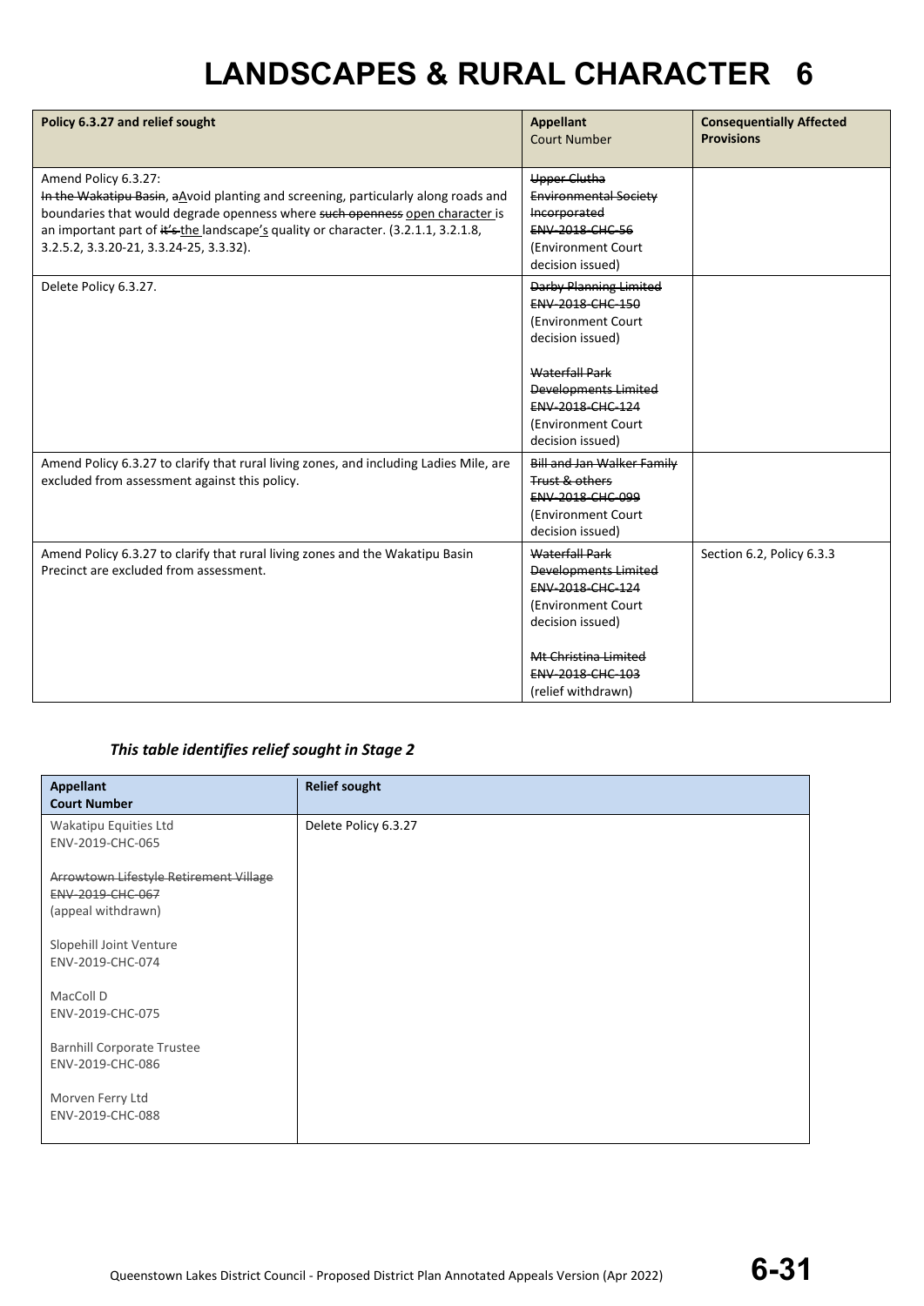# LANDSCAPES & RURAL CHARACTER 6

| Policy 6.3.27 and relief sought | Appellant<br>Court Number | Consequentially Affected Provisions |
|---|---|---|
| Amend Policy 6.3.27:<br>~~In the Wakatipu Basin~~, ~~a~~<u>A</u>void planting and screening, particularly along roads and boundaries that would degrade openness where ~~such openness~~ <u>open character</u> is an important part of ~~it's~~ <u>the</u> landscape<u>'s</u> quality or character. (3.2.1.1, 3.2.1.8, 3.2.5.2, 3.3.20-21, 3.3.24-25, 3.3.32). | ~~Upper Clutha Environmental Society Incorporated~~<br>~~ENV-2018-CHC-56~~<br>(Environment Court decision issued) | |
| Delete Policy 6.3.27. | ~~Darby Planning Limited~~<br>~~ENV-2018-CHC-150~~<br>(Environment Court decision issued)<br><br>~~Waterfall Park Developments Limited~~<br>~~ENV-2018-CHC-124~~<br>(Environment Court decision issued) | |
| Amend Policy 6.3.27 to clarify that rural living zones, and including Ladies Mile, are excluded from assessment against this policy. | ~~Bill and Jan Walker Family Trust & others~~<br>~~ENV-2018-CHC-099~~<br>(Environment Court decision issued) | |
| Amend Policy 6.3.27 to clarify that rural living zones and the Wakatipu Basin Precinct are excluded from assessment. | ~~Waterfall Park Developments Limited~~<br>~~ENV-2018-CHC-124~~<br>(Environment Court decision issued)<br><br>~~Mt Christina Limited~~<br>~~ENV-2018-CHC-103~~<br>(relief withdrawn) | Section 6.2, Policy 6.3.3 |

***This table identifies relief sought in Stage 2***

| Appellant<br>Court Number | Relief sought |
|---|---|
| Wakatipu Equities Ltd<br>ENV-2019-CHC-065<br><br>~~Arrowtown Lifestyle Retirement Village~~<br>~~ENV-2019-CHC-067~~<br>(appeal withdrawn)<br><br>Slopehill Joint Venture<br>ENV-2019-CHC-074<br><br>MacColl D<br>ENV-2019-CHC-075<br><br>Barnhill Corporate Trustee<br>ENV-2019-CHC-086<br><br>Morven Ferry Ltd<br>ENV-2019-CHC-088 | Delete Policy 6.3.27 |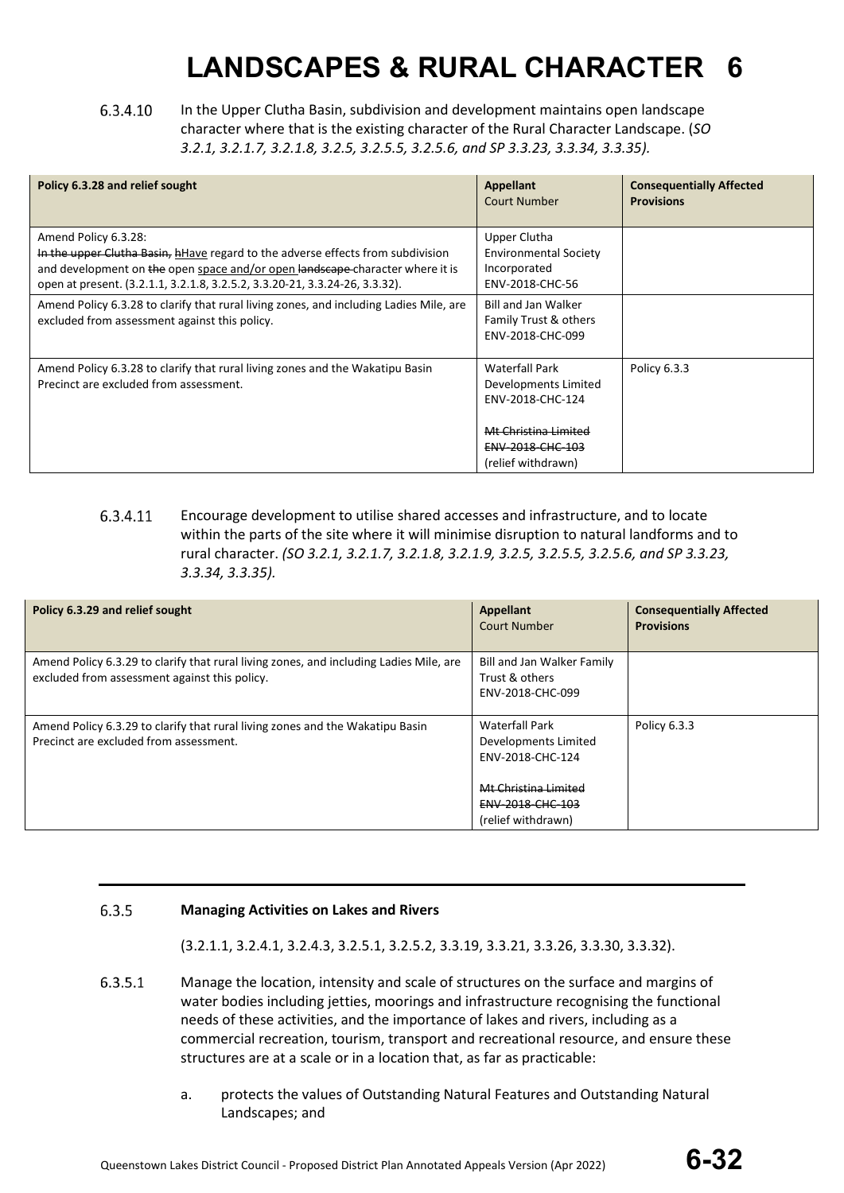# LANDSCAPES & RURAL CHARACTER 6

6.3.4.10 In the Upper Clutha Basin, subdivision and development maintains open landscape character where that is the existing character of the Rural Character Landscape. (*SO 3.2.1, 3.2.1.7, 3.2.1.8, 3.2.5, 3.2.5.5, 3.2.5.6, and SP 3.3.23, 3.3.34, 3.3.35).*

| Policy 6.3.28 and relief sought | Appellant<br>Court Number | Consequentially Affected Provisions |
|---|---|---|
| Amend Policy 6.3.28:<br>~~In the upper Clutha Basin,~~ ~~h~~Have regard to the adverse effects from subdivision and development on ~~the~~ open space and/or open ~~landscape~~ character where it is open at present. (3.2.1.1, 3.2.1.8, 3.2.5.2, 3.3.20-21, 3.3.24-26, 3.3.32). | Upper Clutha Environmental Society Incorporated<br>ENV-2018-CHC-56 | |
| Amend Policy 6.3.28 to clarify that rural living zones, and including Ladies Mile, are excluded from assessment against this policy. | Bill and Jan Walker Family Trust & others<br>ENV-2018-CHC-099 | |
| Amend Policy 6.3.28 to clarify that rural living zones and the Wakatipu Basin Precinct are excluded from assessment. | Waterfall Park Developments Limited<br>ENV-2018-CHC-124<br><br>~~Mt Christina Limited~~<br>~~ENV-2018-CHC-103~~<br>(relief withdrawn) | Policy 6.3.3 |

6.3.4.11 Encourage development to utilise shared accesses and infrastructure, and to locate within the parts of the site where it will minimise disruption to natural landforms and to rural character. *(SO 3.2.1, 3.2.1.7, 3.2.1.8, 3.2.1.9, 3.2.5, 3.2.5.5, 3.2.5.6, and SP 3.3.23, 3.3.34, 3.3.35).*

| Policy 6.3.29 and relief sought | Appellant<br>Court Number | Consequentially Affected Provisions |
|---|---|---|
| Amend Policy 6.3.29 to clarify that rural living zones, and including Ladies Mile, are excluded from assessment against this policy. | Bill and Jan Walker Family Trust & others<br>ENV-2018-CHC-099 | |
| Amend Policy 6.3.29 to clarify that rural living zones and the Wakatipu Basin Precinct are excluded from assessment. | Waterfall Park Developments Limited<br>ENV-2018-CHC-124<br><br>~~Mt Christina Limited~~<br>~~ENV-2018-CHC-103~~<br>(relief withdrawn) | Policy 6.3.3 |

---

### 6.3.5 Managing Activities on Lakes and Rivers

(3.2.1.1, 3.2.4.1, 3.2.4.3, 3.2.5.1, 3.2.5.2, 3.3.19, 3.3.21, 3.3.26, 3.3.30, 3.3.32).

6.3.5.1 Manage the location, intensity and scale of structures on the surface and margins of water bodies including jetties, moorings and infrastructure recognising the functional needs of these activities, and the importance of lakes and rivers, including as a commercial recreation, tourism, transport and recreational resource, and ensure these structures are at a scale or in a location that, as far as practicable:

a. protects the values of Outstanding Natural Features and Outstanding Natural Landscapes; and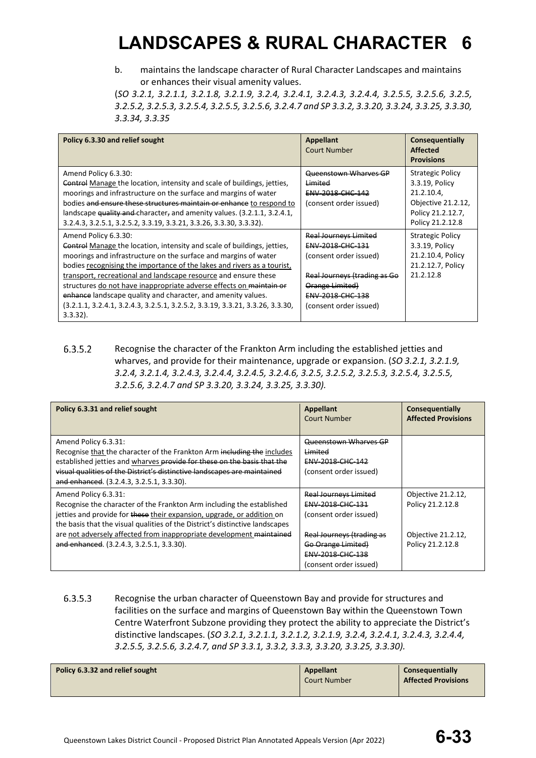# LANDSCAPES & RURAL CHARACTER 6

b. maintains the landscape character of Rural Character Landscapes and maintains or enhances their visual amenity values.

(*SO 3.2.1, 3.2.1.1, 3.2.1.8, 3.2.1.9, 3.2.4, 3.2.4.1, 3.2.4.3, 3.2.4.4, 3.2.5.5, 3.2.5.6, 3.2.5, 3.2.5.2, 3.2.5.3, 3.2.5.4, 3.2.5.5, 3.2.5.6, 3.2.4.7 and SP 3.3.2, 3.3.20, 3.3.24, 3.3.25, 3.3.30, 3.3.34, 3.3.35*

| Policy 6.3.30 and relief sought | Appellant Court Number | Consequentially Affected Provisions |
|---|---|---|
| Amend Policy 6.3.30: ~~Control~~ Manage the location, intensity and scale of buildings, jetties, moorings and infrastructure on the surface and margins of water bodies ~~and ensure these structures maintain or enhance~~ to respond to landscape ~~quality and~~ character~~,~~ and amenity values. (3.2.1.1, 3.2.4.1, 3.2.4.3, 3.2.5.1, 3.2.5.2, 3.3.19, 3.3.21, 3.3.26, 3.3.30, 3.3.32). | ~~Queenstown Wharves GP Limited~~ ~~ENV-2018-CHC-142~~ (consent order issued) | Strategic Policy 3.3.19, Policy 21.2.10.4, Objective 21.2.12, Policy 21.2.12.7, Policy 21.2.12.8 |
| Amend Policy 6.3.30: ~~Control~~ Manage the location, intensity and scale of buildings, jetties, moorings and infrastructure on the surface and margins of water bodies recognising the importance of the lakes and rivers as a tourist, transport, recreational and landscape resource and ensure these structures do not have inappropriate adverse effects on ~~maintain or enhance~~ landscape quality and character, and amenity values. (3.2.1.1, 3.2.4.1, 3.2.4.3, 3.2.5.1, 3.2.5.2, 3.3.19, 3.3.21, 3.3.26, 3.3.30, 3.3.32). | ~~Real Journeys Limited~~ ~~ENV-2018-CHC-131~~ (consent order issued)<br><br>~~Real Journeys (trading as Go Orange Limited)~~ ~~ENV-2018-CHC-138~~ (consent order issued) | Strategic Policy 3.3.19, Policy 21.2.10.4, Policy 21.2.12.7, Policy 21.2.12.8 |

6.3.5.2 Recognise the character of the Frankton Arm including the established jetties and wharves, and provide for their maintenance, upgrade or expansion. (*SO 3.2.1, 3.2.1.9, 3.2.4, 3.2.1.4, 3.2.4.3, 3.2.4.4, 3.2.4.5, 3.2.4.6, 3.2.5, 3.2.5.2, 3.2.5.3, 3.2.5.4, 3.2.5.5, 3.2.5.6, 3.2.4.7 and SP 3.3.20, 3.3.24, 3.3.25, 3.3.30).*

| Policy 6.3.31 and relief sought | Appellant Court Number | Consequentially Affected Provisions |
|---|---|---|
| Amend Policy 6.3.31: Recognise that the character of the Frankton Arm ~~including the~~ includes established jetties and wharves ~~provide for these on the basis that the visual qualities of the District's distinctive landscapes are maintained and enhanced~~. (3.2.4.3, 3.2.5.1, 3.3.30). | ~~Queenstown Wharves GP Limited~~ ~~ENV-2018-CHC-142~~ (consent order issued) | |
| Amend Policy 6.3.31: Recognise the character of the Frankton Arm including the established jetties and provide for ~~these~~ their expansion, upgrade, or addition on the basis that the visual qualities of the District's distinctive landscapes are not adversely affected from inappropriate development ~~maintained and enhanced~~. (3.2.4.3, 3.2.5.1, 3.3.30). | ~~Real Journeys Limited~~ ~~ENV-2018-CHC-131~~ (consent order issued)<br><br>~~Real Journeys (trading as Go Orange Limited)~~ ~~ENV-2018-CHC-138~~ (consent order issued) | Objective 21.2.12, Policy 21.2.12.8<br><br>Objective 21.2.12, Policy 21.2.12.8 |

6.3.5.3 Recognise the urban character of Queenstown Bay and provide for structures and facilities on the surface and margins of Queenstown Bay within the Queenstown Town Centre Waterfront Subzone providing they protect the ability to appreciate the District's distinctive landscapes. (*SO 3.2.1, 3.2.1.1, 3.2.1.2, 3.2.1.9, 3.2.4, 3.2.4.1, 3.2.4.3, 3.2.4.4, 3.2.5.5, 3.2.5.6, 3.2.4.7, and SP 3.3.1, 3.3.2, 3.3.3, 3.3.20, 3.3.25, 3.3.30).*

| Policy 6.3.32 and relief sought | Appellant Court Number | Consequentially Affected Provisions |
|---|---|---|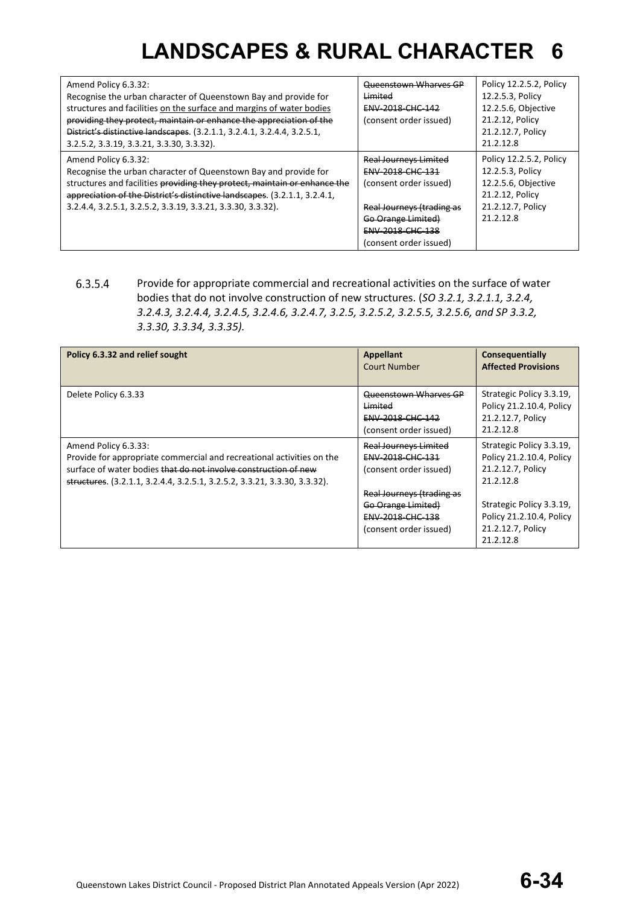| | | |
|---|---|---|
| Amend Policy 6.3.32:<br>Recognise the urban character of Queenstown Bay and provide for structures and facilities on the surface and margins of water bodies ~~providing they protect, maintain or enhance the appreciation of the District's distinctive landscapes~~. (3.2.1.1, 3.2.4.1, 3.2.4.4, 3.2.5.1, 3.2.5.2, 3.3.19, 3.3.21, 3.3.30, 3.3.32). | ~~Queenstown Wharves GP Limited~~<br>~~ENV-2018-CHC-142~~<br>(consent order issued) | Policy 12.2.5.2, Policy 12.2.5.3, Policy 12.2.5.6, Objective 21.2.12, Policy 21.2.12.7, Policy 21.2.12.8 |
| Amend Policy 6.3.32:<br>Recognise the urban character of Queenstown Bay and provide for structures and facilities ~~providing they protect, maintain or enhance the appreciation of the District's distinctive landscapes~~. (3.2.1.1, 3.2.4.1, 3.2.4.4, 3.2.5.1, 3.2.5.2, 3.3.19, 3.3.21, 3.3.30, 3.3.32). | ~~Real Journeys Limited~~<br>~~ENV-2018-CHC-131~~<br>(consent order issued)<br><br>~~Real Journeys (trading as Go Orange Limited)~~<br>~~ENV-2018-CHC-138~~<br>(consent order issued) | Policy 12.2.5.2, Policy 12.2.5.3, Policy 12.2.5.6, Objective 21.2.12, Policy 21.2.12.7, Policy 21.2.12.8 |

6.3.5.4 Provide for appropriate commercial and recreational activities on the surface of water bodies that do not involve construction of new structures. (*SO 3.2.1, 3.2.1.1, 3.2.4, 3.2.4.3, 3.2.4.4, 3.2.4.5, 3.2.4.6, 3.2.4.7, 3.2.5, 3.2.5.2, 3.2.5.5, 3.2.5.6, and SP 3.3.2, 3.3.30, 3.3.34, 3.3.35).*

| **Policy 6.3.32 and relief sought** | **Appellant**<br>Court Number | **Consequentially Affected Provisions** |
|---|---|---|
| Delete Policy 6.3.33 | ~~Queenstown Wharves GP Limited~~<br>~~ENV-2018-CHC-142~~<br>(consent order issued) | Strategic Policy 3.3.19, Policy 21.2.10.4, Policy 21.2.12.7, Policy 21.2.12.8 |
| Amend Policy 6.3.33:<br>Provide for appropriate commercial and recreational activities on the surface of water bodies ~~that do not involve construction of new structures~~. (3.2.1.1, 3.2.4.4, 3.2.5.1, 3.2.5.2, 3.3.21, 3.3.30, 3.3.32). | ~~Real Journeys Limited~~<br>~~ENV-2018-CHC-131~~<br>(consent order issued)<br><br>~~Real Journeys (trading as Go Orange Limited)~~<br>~~ENV-2018-CHC-138~~<br>(consent order issued) | Strategic Policy 3.3.19, Policy 21.2.10.4, Policy 21.2.12.7, Policy 21.2.12.8<br><br>Strategic Policy 3.3.19, Policy 21.2.10.4, Policy 21.2.12.7, Policy 21.2.12.8 |